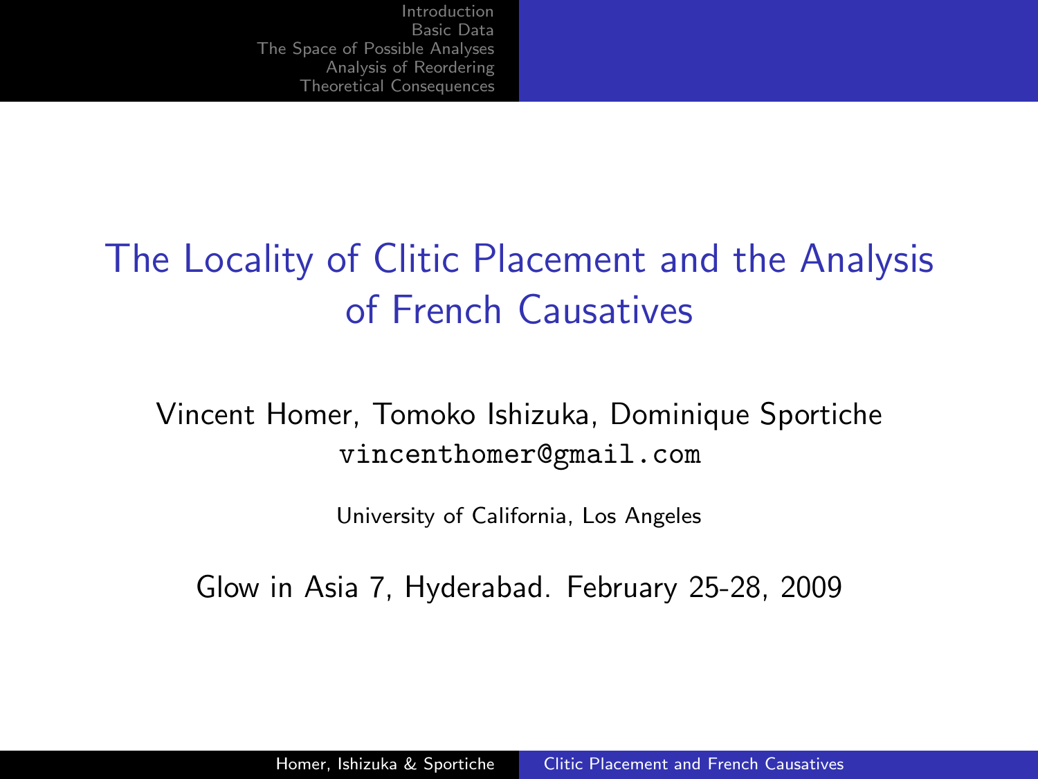# The Locality of Clitic Placement and the Analysis of French Causatives

Vincent Homer, Tomoko Ishizuka, Dominique Sportiche
vincenthomer@gmail.com

University of California, Los Angeles

Glow in Asia 7, Hyderabad. February 25-28, 2009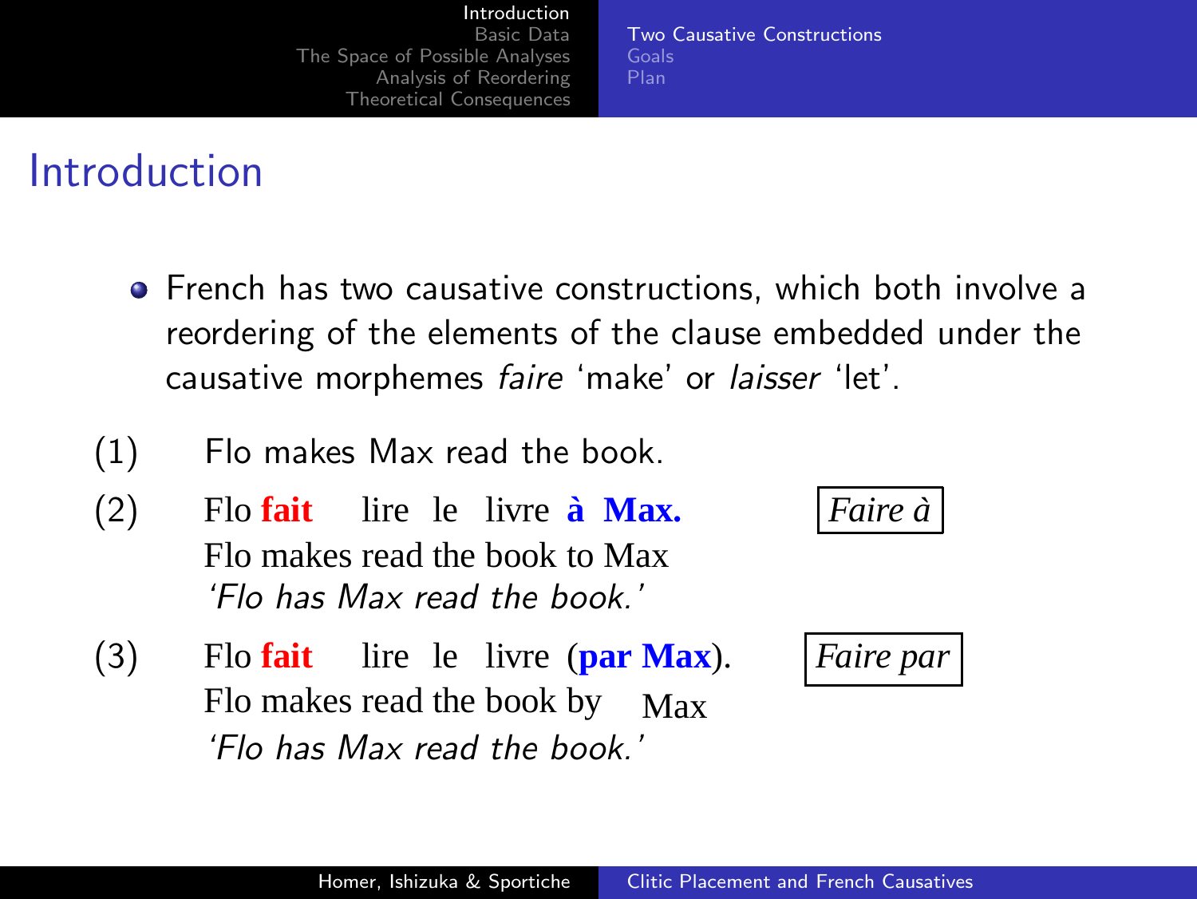# Introduction

- French has two causative constructions, which both involve a reordering of the elements of the clause embedded under the causative morphemes *faire* 'make' or *laisser* 'let'.

(1) Flo makes Max read the book.

(2) Flo **fait** lire le livre **à Max.** *Faire à*
Flo makes read the book to Max
*'Flo has Max read the book.'*

(3) Flo **fait** lire le livre (**par Max**). *Faire par*
Flo makes read the book by Max
*'Flo has Max read the book.'*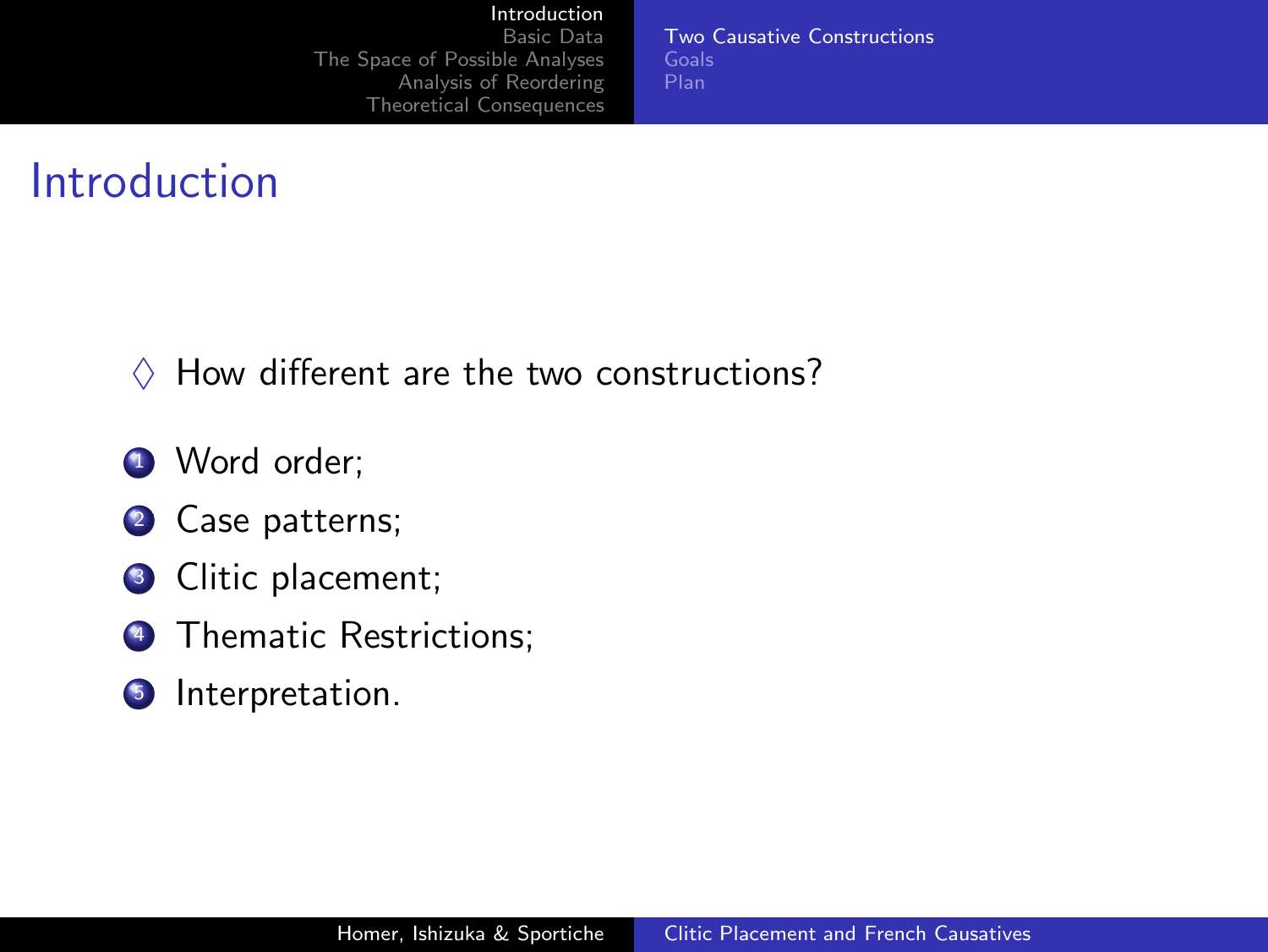# Introduction

◊ How different are the two constructions?

1. Word order;
2. Case patterns;
3. Clitic placement;
4. Thematic Restrictions;
5. Interpretation.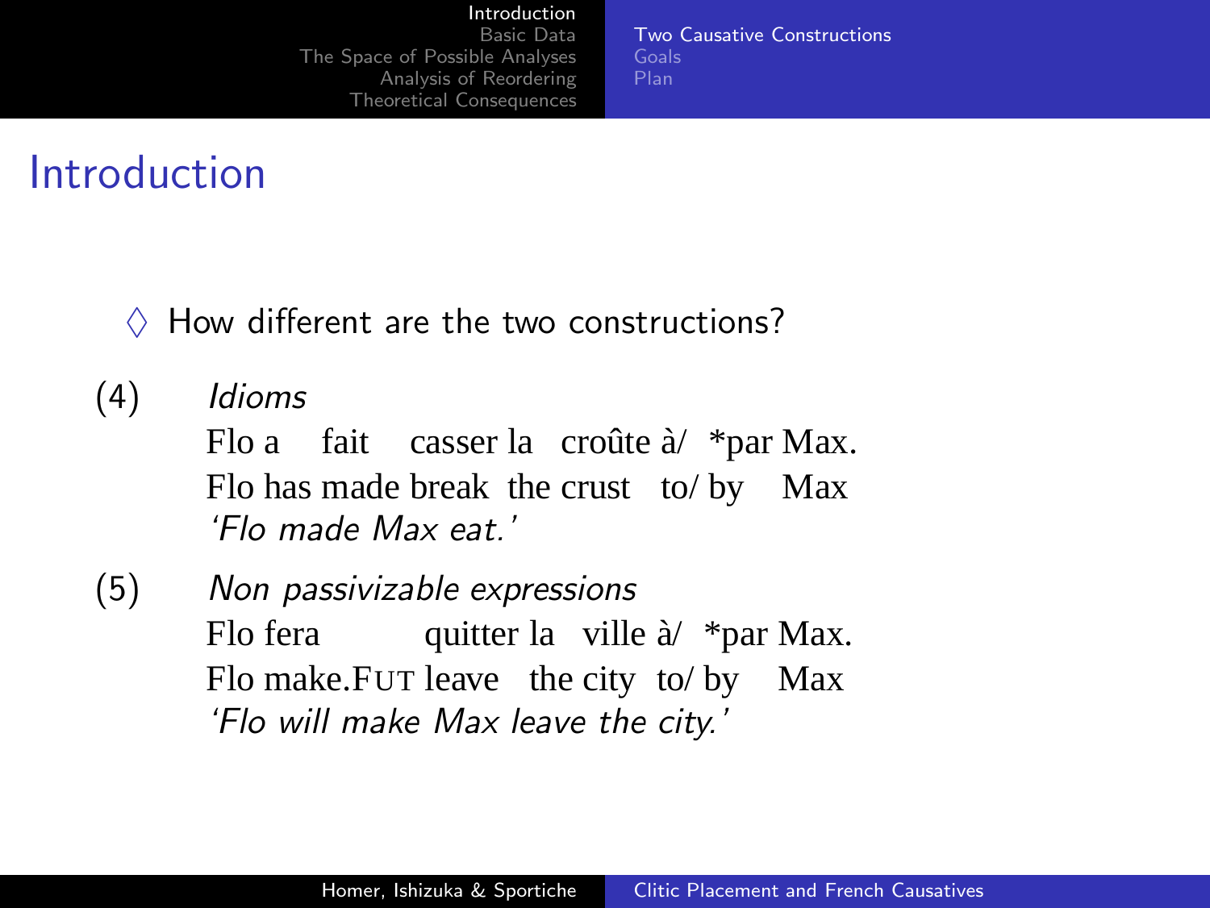# Introduction

◊ How different are the two constructions?

(4) *Idioms*

Flo a fait casser la croûte à/ *par Max.
Flo has made break the crust to/ by Max
*'Flo made Max eat.'*

(5) *Non passivizable expressions*

Flo fera quitter la ville à/ *par Max.
Flo make.FUT leave the city to/ by Max
*'Flo will make Max leave the city.'*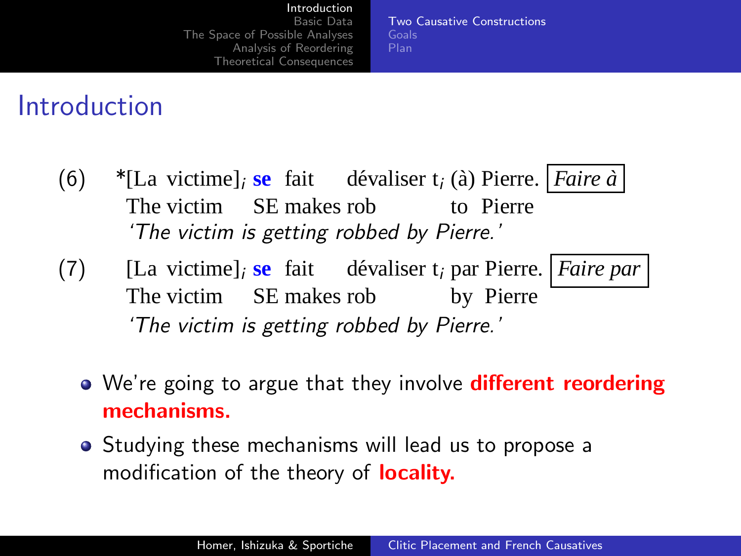# Introduction

(6) *[La victime]$_i$ **se** fait dévaliser t$_i$ (à) Pierre. *Faire à*
The victim SE makes rob to Pierre
*'The victim is getting robbed by Pierre.'*

(7) [La victime]$_i$ **se** fait dévaliser t$_i$ par Pierre. *Faire par*
The victim SE makes rob by Pierre
*'The victim is getting robbed by Pierre.'*

- We're going to argue that they involve **different reordering mechanisms.**
- Studying these mechanisms will lead us to propose a modification of the theory of **locality.**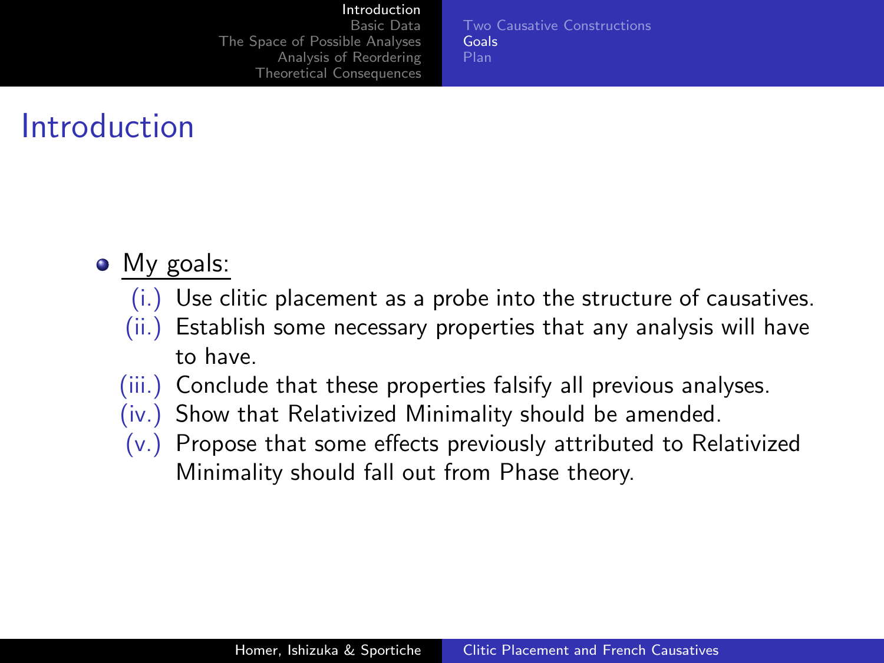# Introduction

- My goals:
  - (i.) Use clitic placement as a probe into the structure of causatives.
  - (ii.) Establish some necessary properties that any analysis will have to have.
  - (iii.) Conclude that these properties falsify all previous analyses.
  - (iv.) Show that Relativized Minimality should be amended.
  - (v.) Propose that some effects previously attributed to Relativized Minimality should fall out from Phase theory.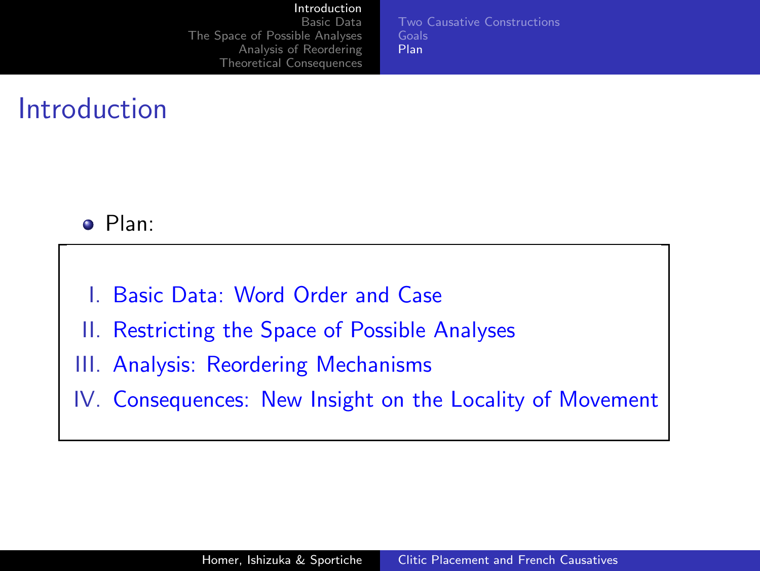# Introduction

- Plan:

I. Basic Data: Word Order and Case
II. Restricting the Space of Possible Analyses
III. Analysis: Reordering Mechanisms
IV. Consequences: New Insight on the Locality of Movement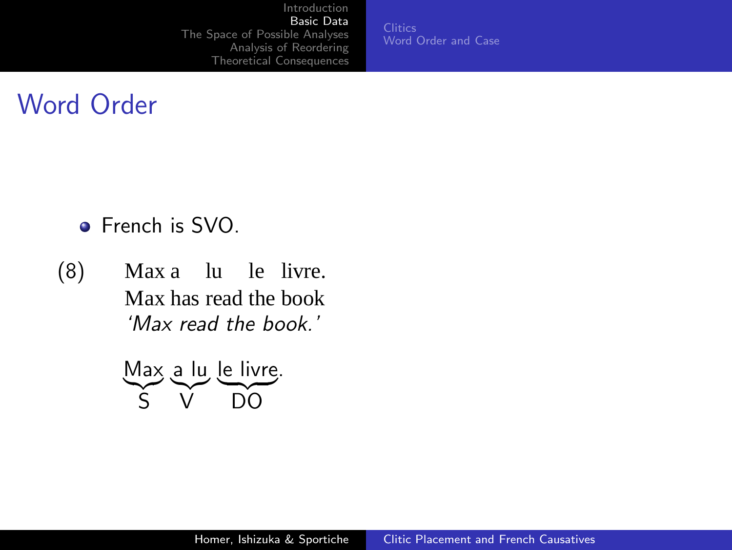# Word Order

- French is SVO.

(8) Max a lu le livre.
Max has read the book
*'Max read the book.'*

$\underbrace{\text{Max}}_{\text{S}}\ \underbrace{\text{a lu}}_{\text{V}}\ \underbrace{\text{le livre}}_{\text{DO}}.$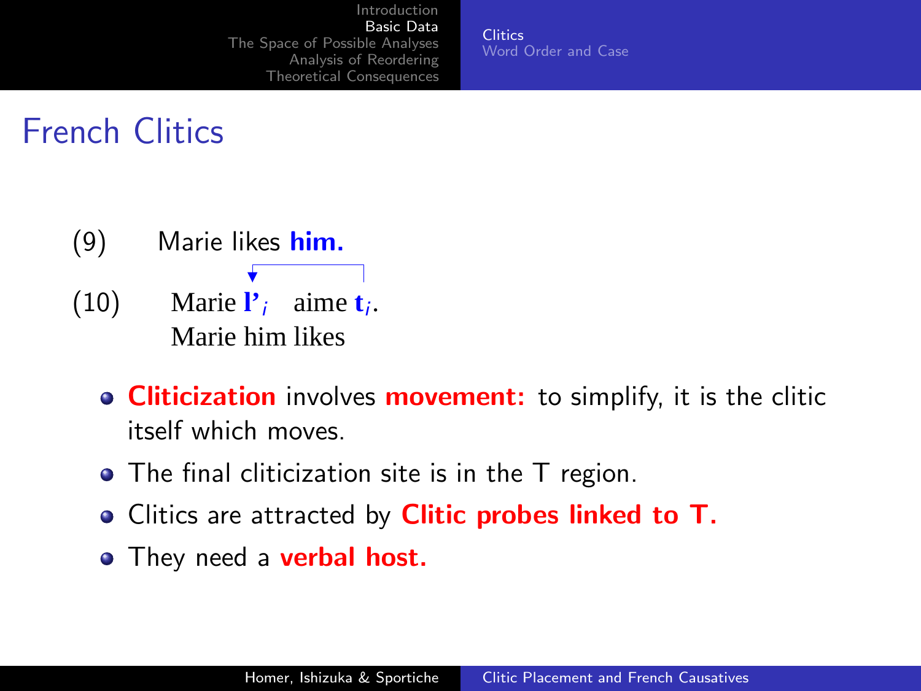# French Clitics

(9) Marie likes **him.**

(10) Marie **l'**$_i$ aime **t**$_i$.
Marie him likes

- **Cliticization** involves **movement:** to simplify, it is the clitic itself which moves.
- The final cliticization site is in the T region.
- Clitics are attracted by **Clitic probes linked to T.**
- They need a **verbal host.**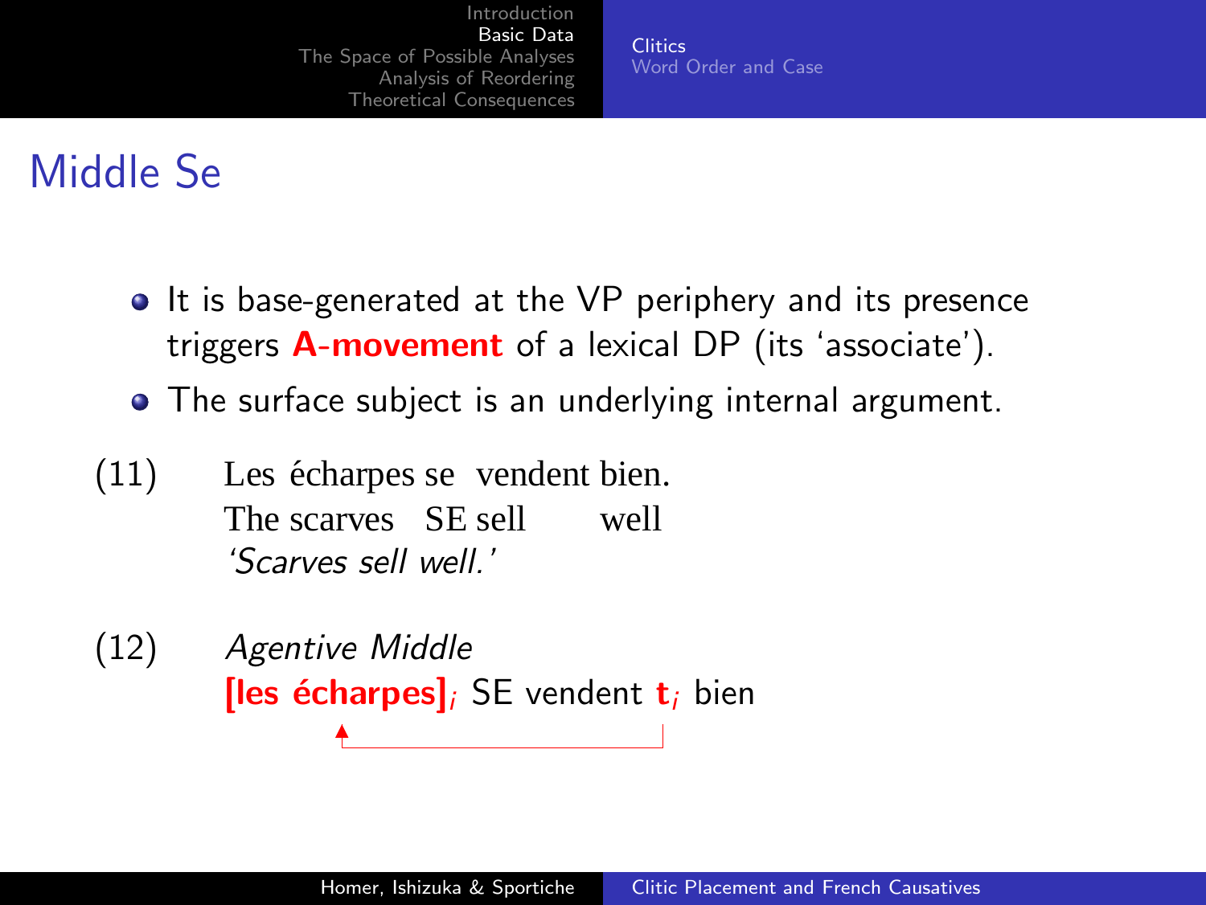# Middle Se

- It is base-generated at the VP periphery and its presence triggers **A-movement** of a lexical DP (its 'associate').
- The surface subject is an underlying internal argument.

(11) Les écharpes se vendent bien.
The scarves SE sell well
*'Scarves sell well.'*

(12) *Agentive Middle*
**[les écharpes]**$_i$ SE vendent **t**$_i$ bien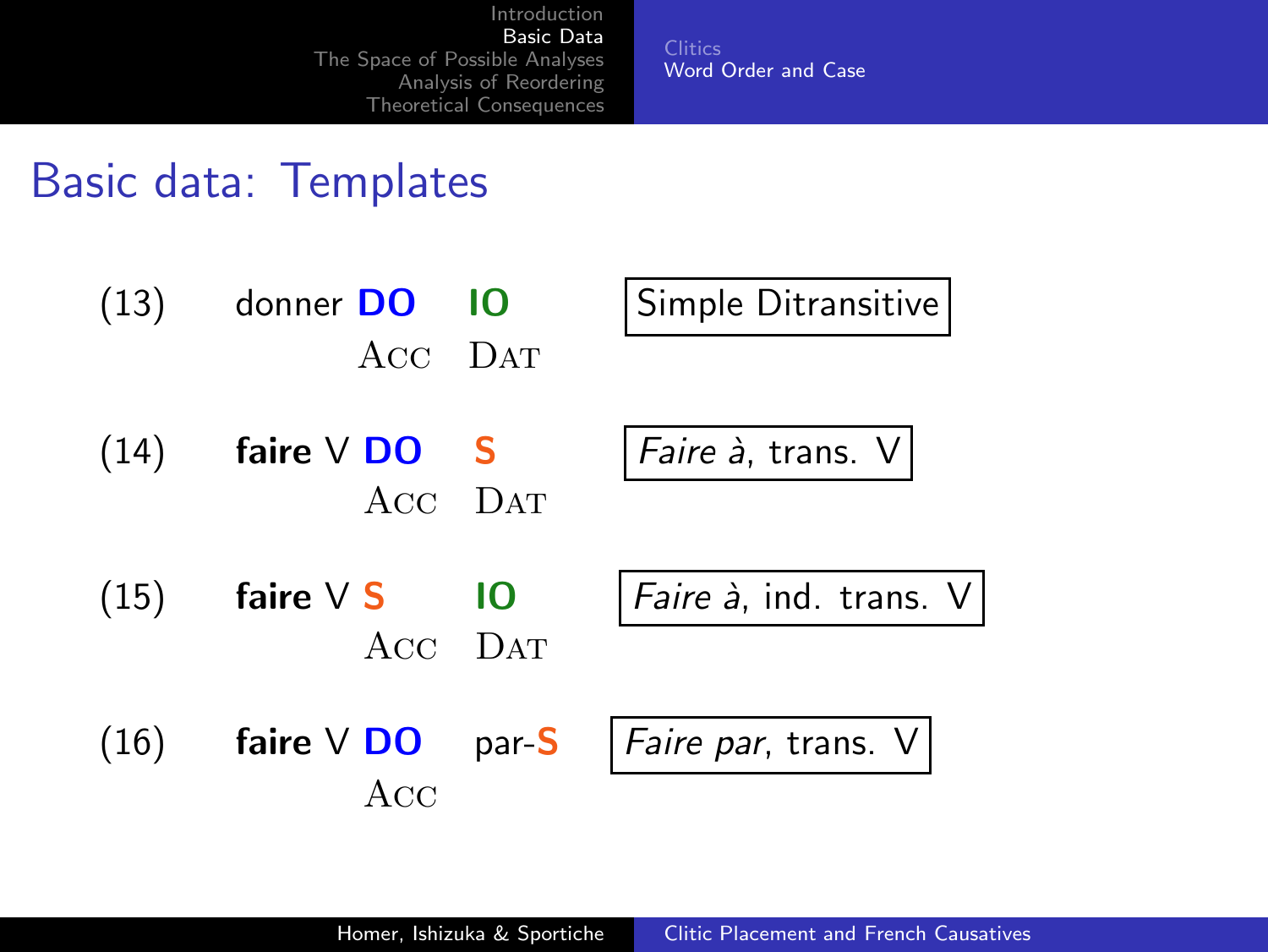# Basic data: Templates

(13) donner **DO** IO — Simple Ditransitive
    Acc Dat

(14) **faire** V **DO** S — *Faire à*, trans. V
    Acc Dat

(15) **faire** V **S** IO — *Faire à*, ind. trans. V
    Acc Dat

(16) **faire** V **DO** par-**S** — *Faire par*, trans. V
    Acc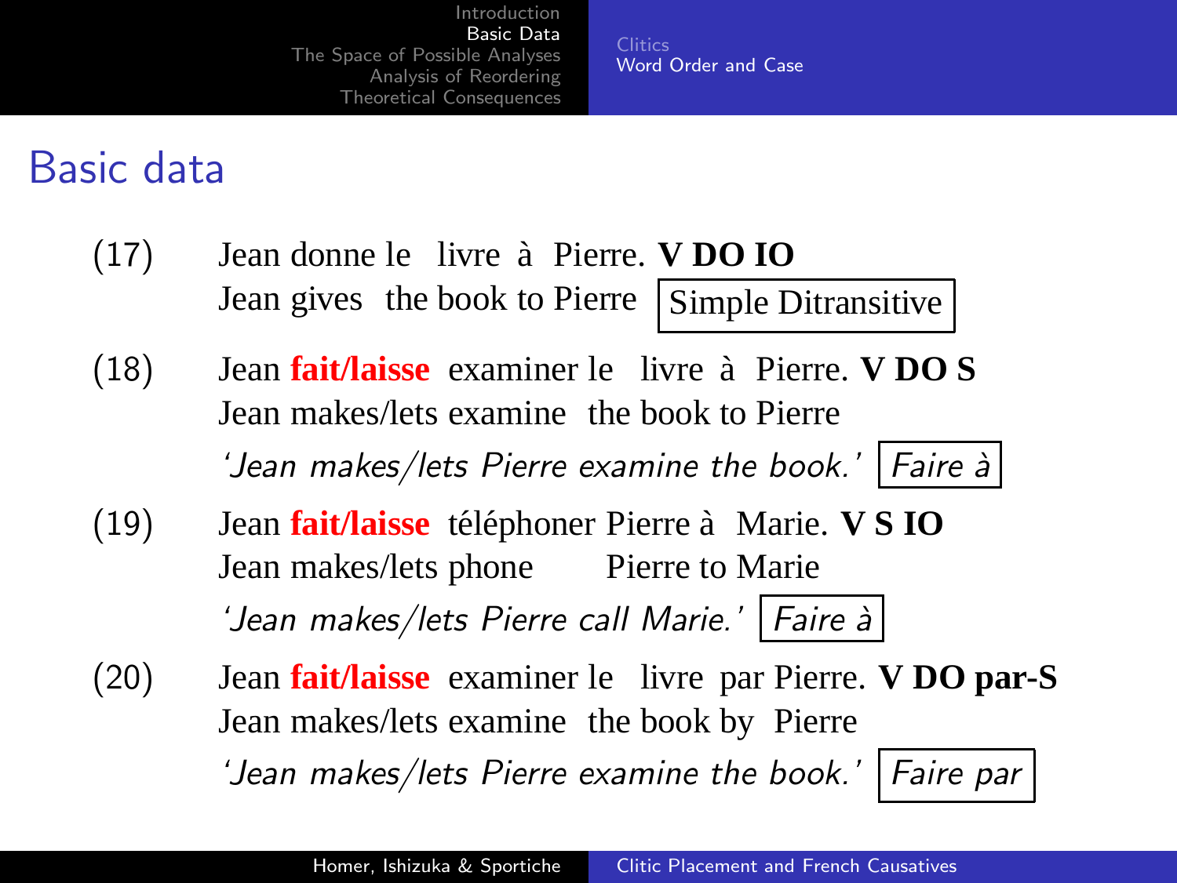# Basic data

(17) Jean donne le livre à Pierre. **V DO IO**
Jean gives the book to Pierre
[Simple Ditransitive]

(18) Jean **fait/laisse** examiner le livre à Pierre. **V DO S**
Jean makes/lets examine the book to Pierre
*'Jean makes/lets Pierre examine the book.'* [*Faire à*]

(19) Jean **fait/laisse** téléphoner Pierre à Marie. **V S IO**
Jean makes/lets phone Pierre to Marie
*'Jean makes/lets Pierre call Marie.'* [*Faire à*]

(20) Jean **fait/laisse** examiner le livre par Pierre. **V DO par-S**
Jean makes/lets examine the book by Pierre
*'Jean makes/lets Pierre examine the book.'* [*Faire par*]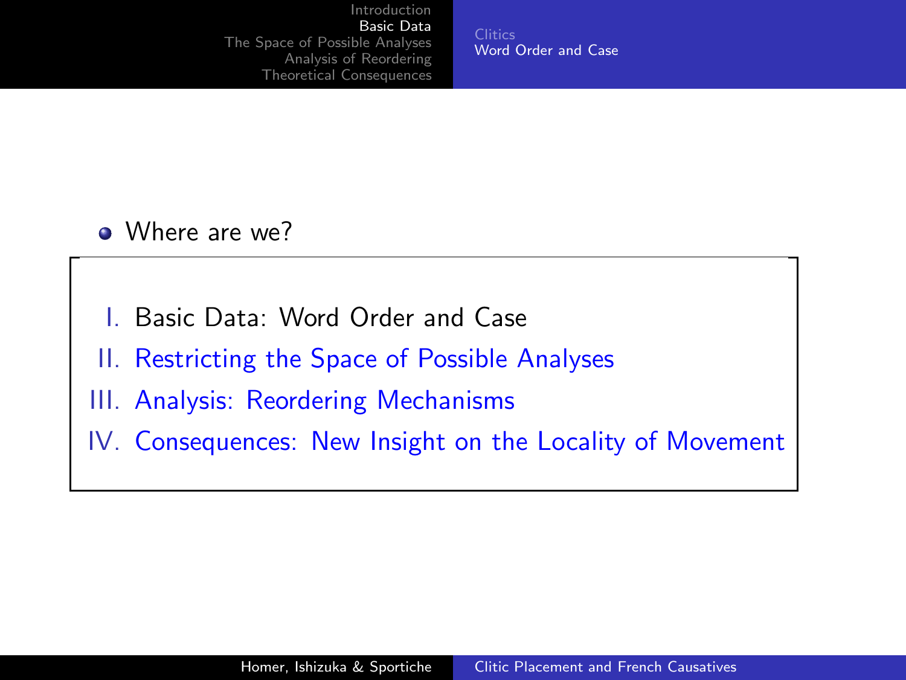- Where are we?

I. Basic Data: Word Order and Case

II. Restricting the Space of Possible Analyses

III. Analysis: Reordering Mechanisms

IV. Consequences: New Insight on the Locality of Movement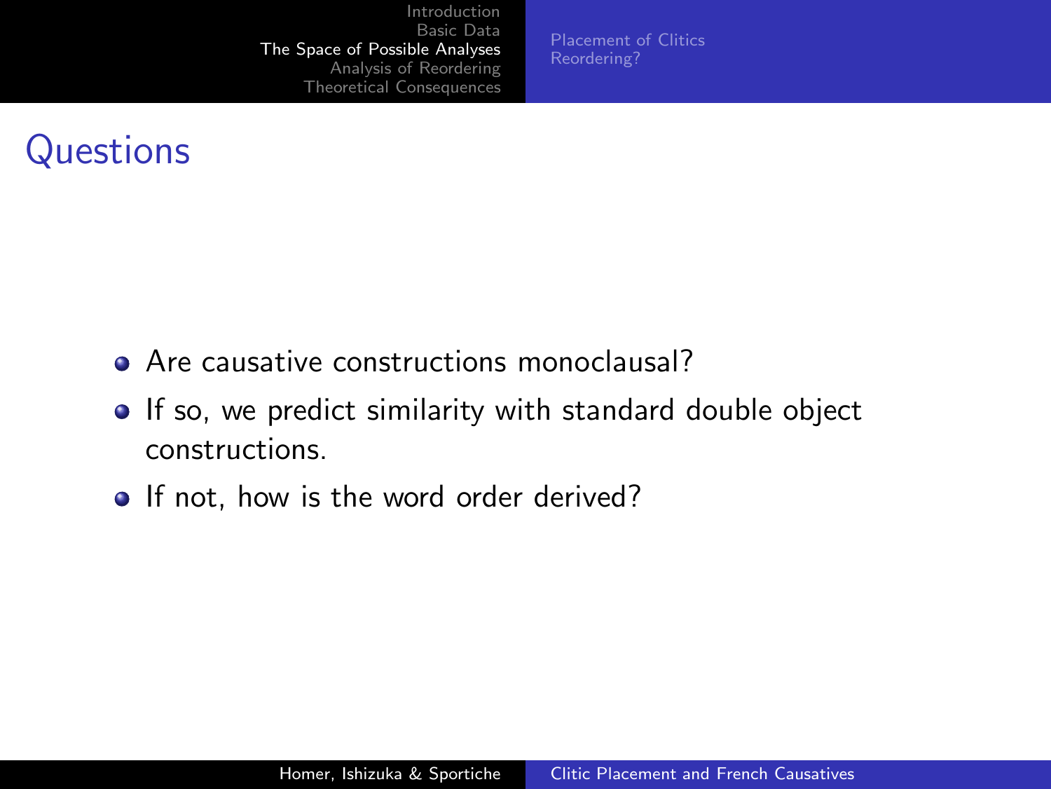# Questions

- Are causative constructions monoclausal?
- If so, we predict similarity with standard double object constructions.
- If not, how is the word order derived?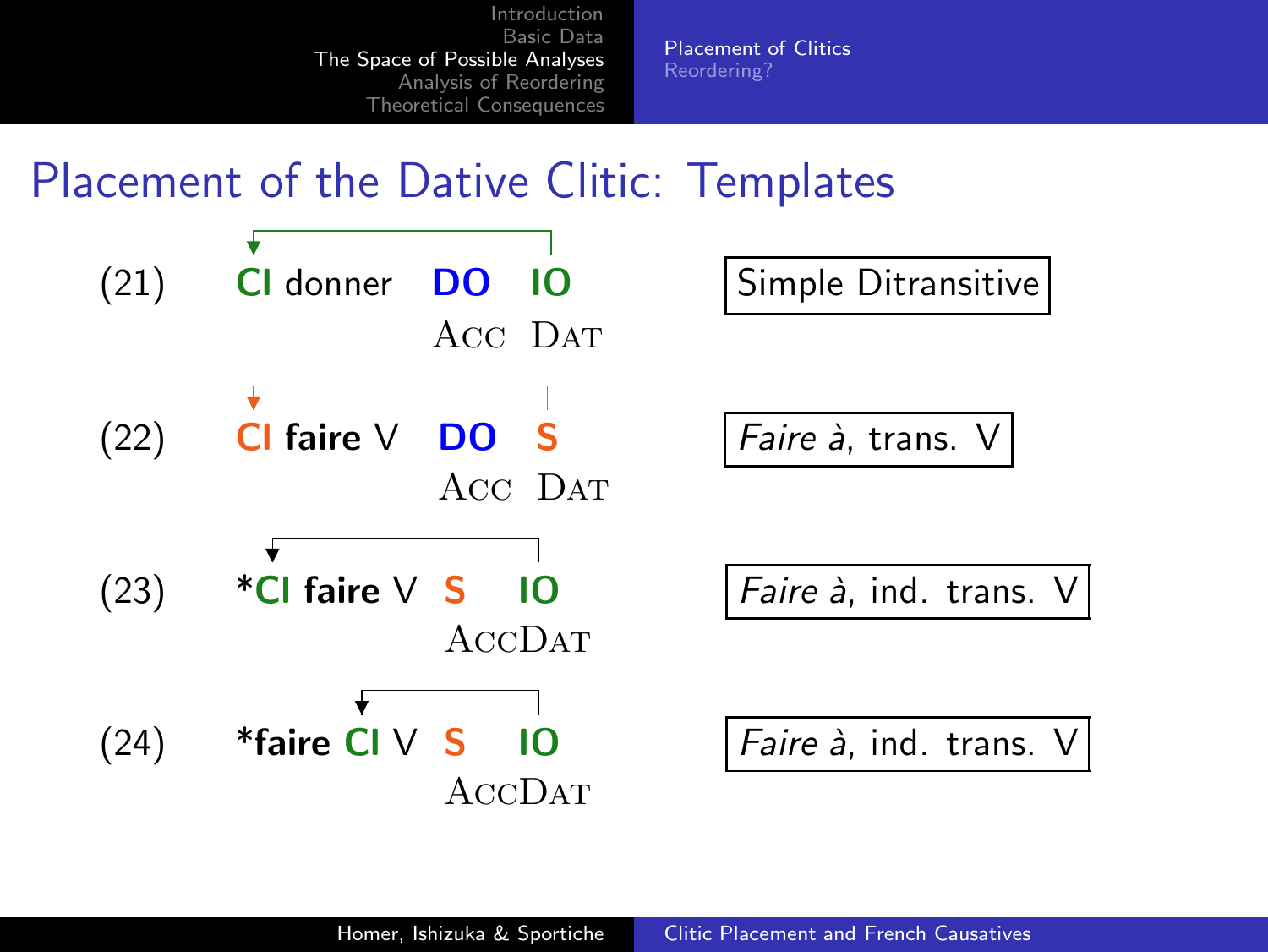# Placement of the Dative Clitic: Templates

(21) **Cl** donner **DO** **IO** — Simple Ditransitive
   Acc Dat

(22) **Cl** **faire** V **DO** **S** — *Faire à*, trans. V
   Acc Dat

(23) ***Cl** **faire** V **S** **IO** — *Faire à*, ind. trans. V
   AccDat

(24) ***faire** **Cl** V **S** **IO** — *Faire à*, ind. trans. V
   AccDat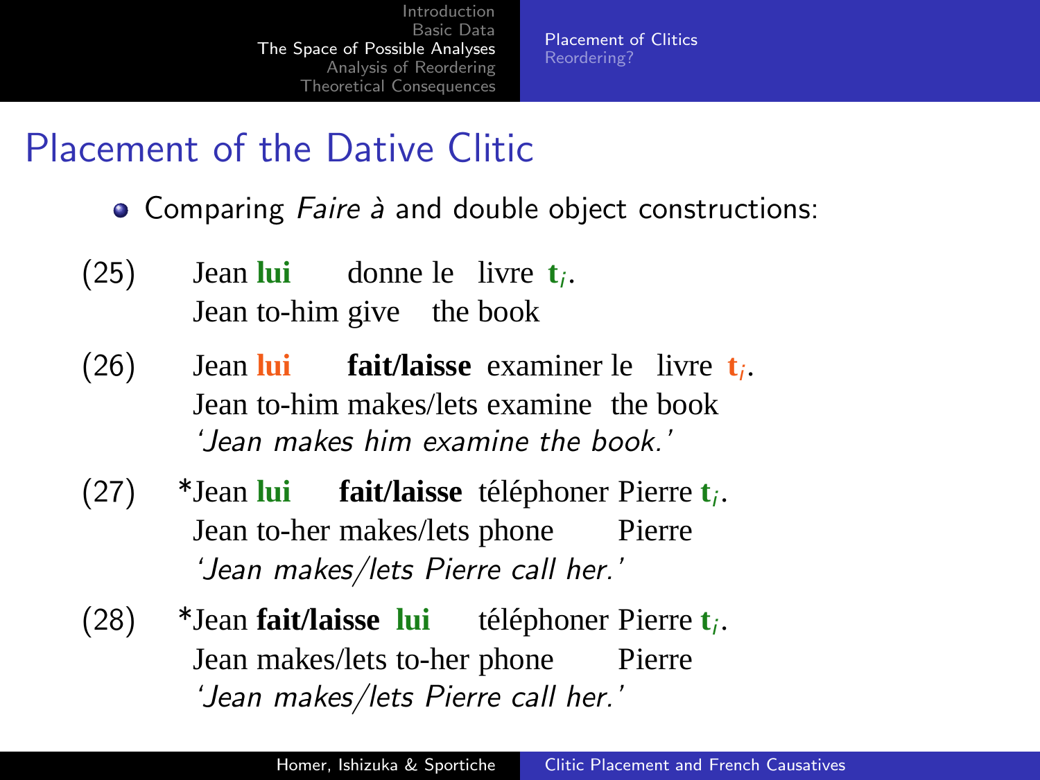# Placement of the Dative Clitic

- Comparing *Faire à* and double object constructions:

(25) Jean **lui** donne le livre **t**$_i$.
Jean to-him give the book

(26) Jean **lui** **fait/laisse** examiner le livre **t**$_i$.
Jean to-him makes/lets examine the book
*'Jean makes him examine the book.'*

(27) *Jean **lui** **fait/laisse** téléphoner Pierre **t**$_i$.
Jean to-her makes/lets phone Pierre
*'Jean makes/lets Pierre call her.'*

(28) *Jean **fait/laisse** **lui** téléphoner Pierre **t**$_i$.
Jean makes/lets to-her phone Pierre
*'Jean makes/lets Pierre call her.'*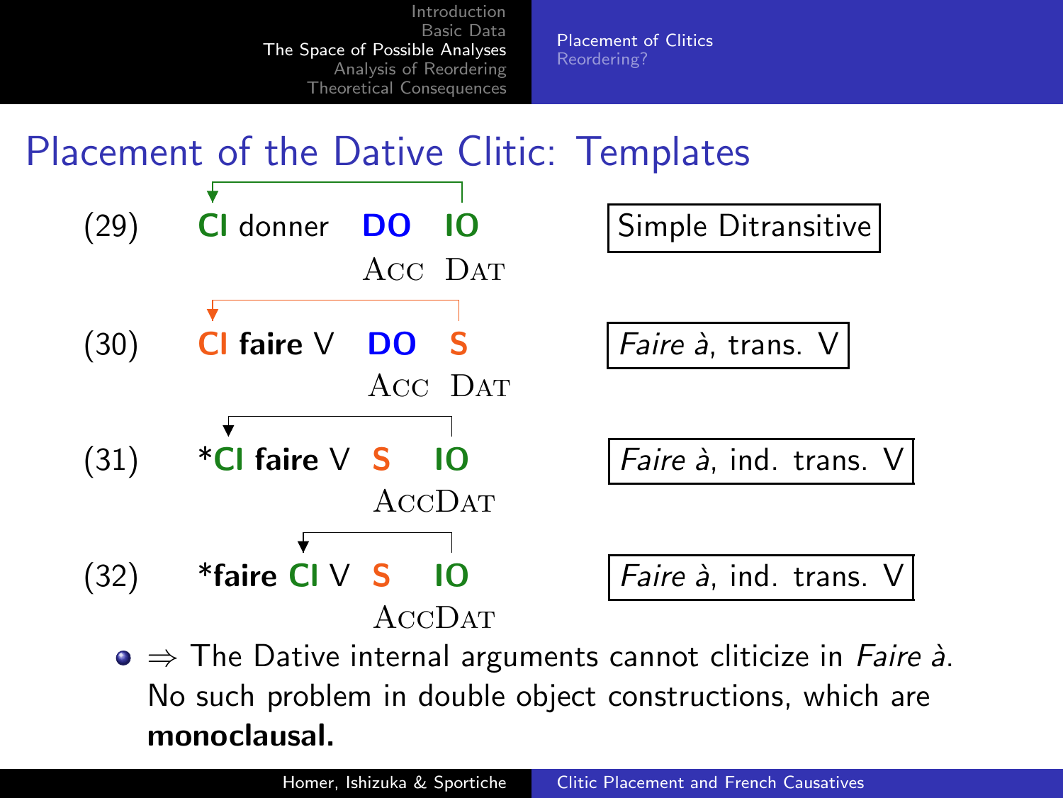# Placement of the Dative Clitic: Templates

(29) **Cl** donner **DO** **IO** — Simple Ditransitive
 DO: Acc, IO: Dat

(30) **Cl** **faire** V **DO** **S** — *Faire à*, trans. V
 DO: Acc, S: Dat

(31) ***Cl** **faire** V **S** **IO** — *Faire à*, ind. trans. V
 S IO: AccDat

(32) ***faire** **Cl** V **S** **IO** — *Faire à*, ind. trans. V
 S IO: AccDat

- ⇒ The Dative internal arguments cannot cliticize in *Faire à*. No such problem in double object constructions, which are **monoclausal.**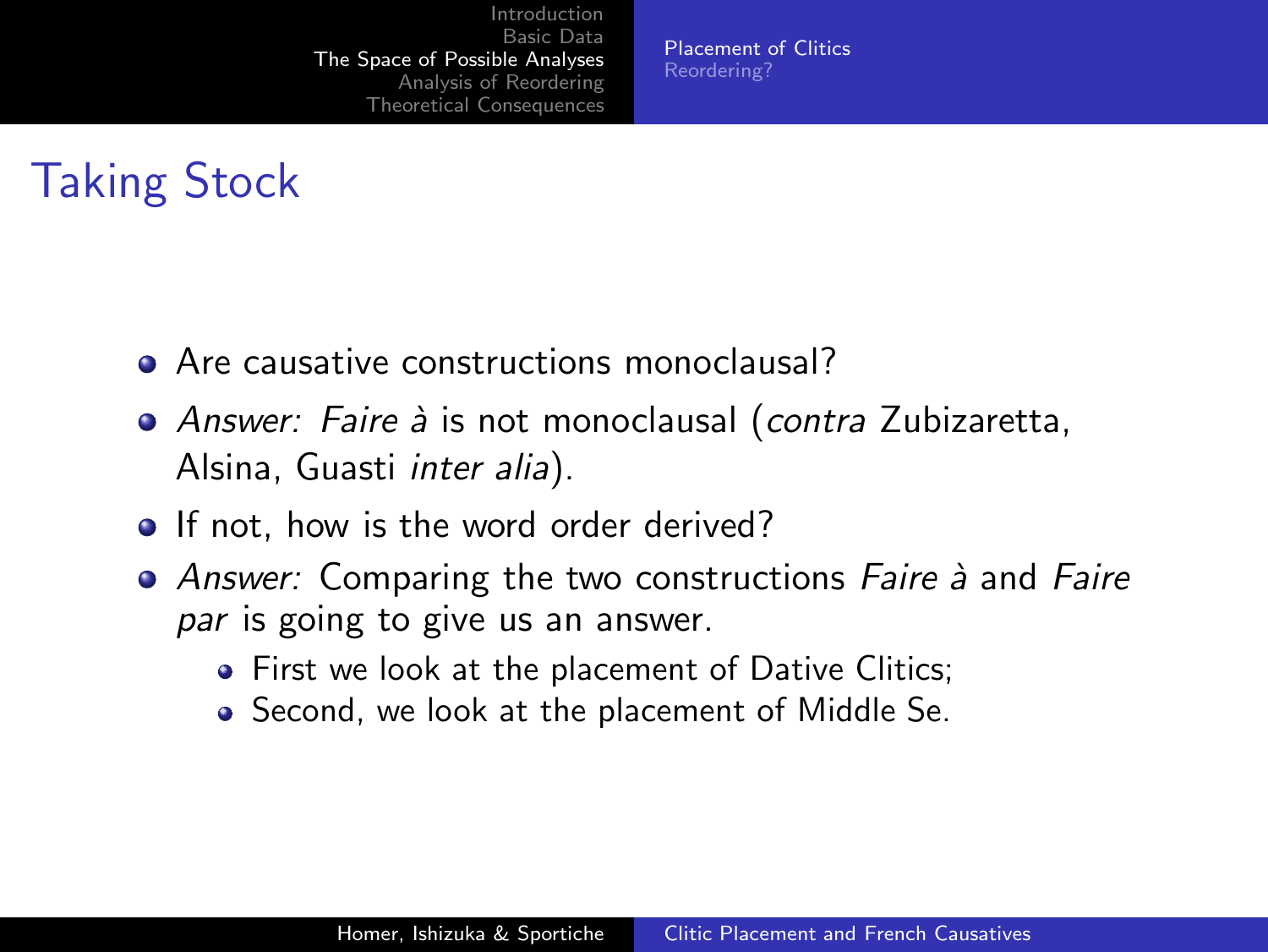# Taking Stock

- Are causative constructions monoclausal?
- *Answer: Faire à* is not monoclausal (*contra* Zubizaretta, Alsina, Guasti *inter alia*).
- If not, how is the word order derived?
- *Answer:* Comparing the two constructions *Faire à* and *Faire par* is going to give us an answer.
  - First we look at the placement of Dative Clitics;
  - Second, we look at the placement of Middle Se.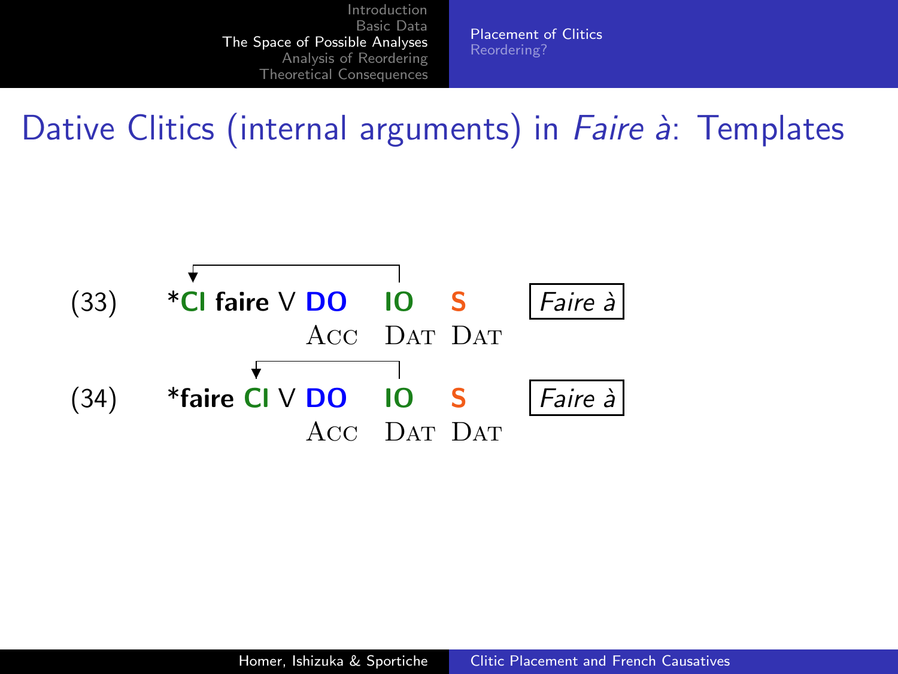# Dative Clitics (internal arguments) in *Faire à*: Templates

(33) ***Cl** **faire** V **DO** **IO** **S** — *Faire à*

ACC DAT DAT

(34) ***faire** **Cl** V **DO** **IO** **S** — *Faire à*

ACC DAT DAT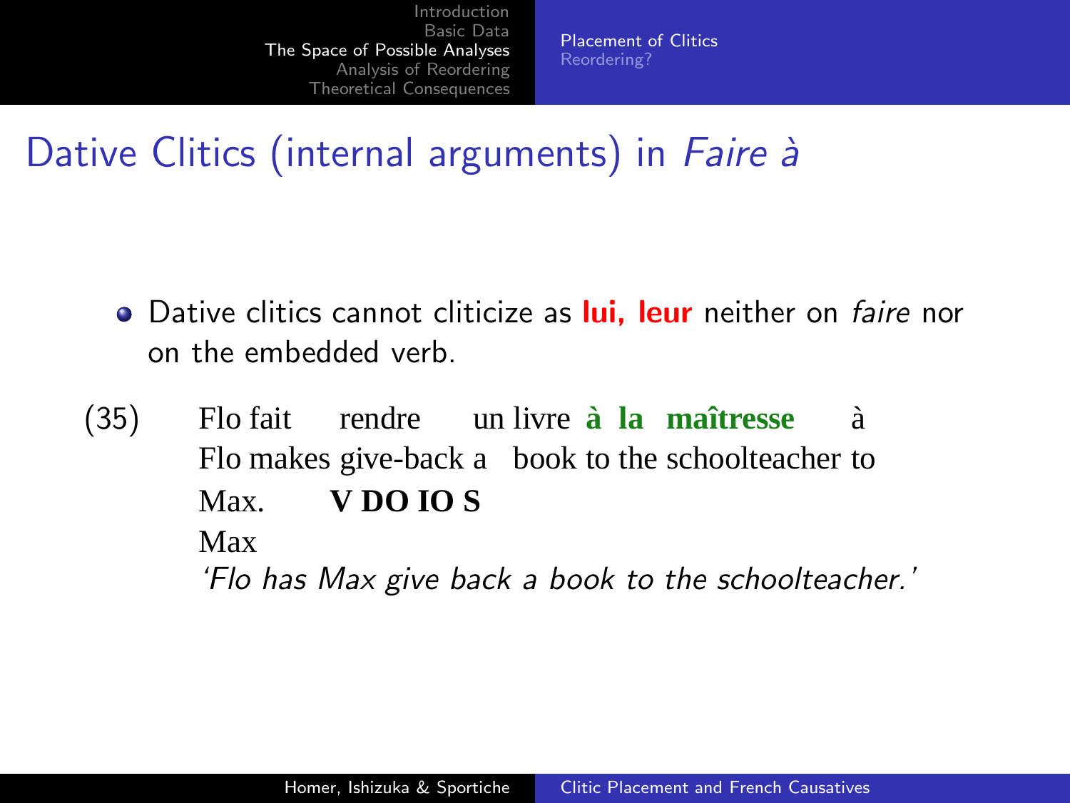# Dative Clitics (internal arguments) in *Faire à*

- Dative clitics cannot cliticize as **lui, leur** neither on *faire* nor on the embedded verb.

(35) Flo fait rendre un livre **à la maîtresse** à Max. **V DO IO S**
Flo makes give-back a book to the schoolteacher to Max
*'Flo has Max give back a book to the schoolteacher.'*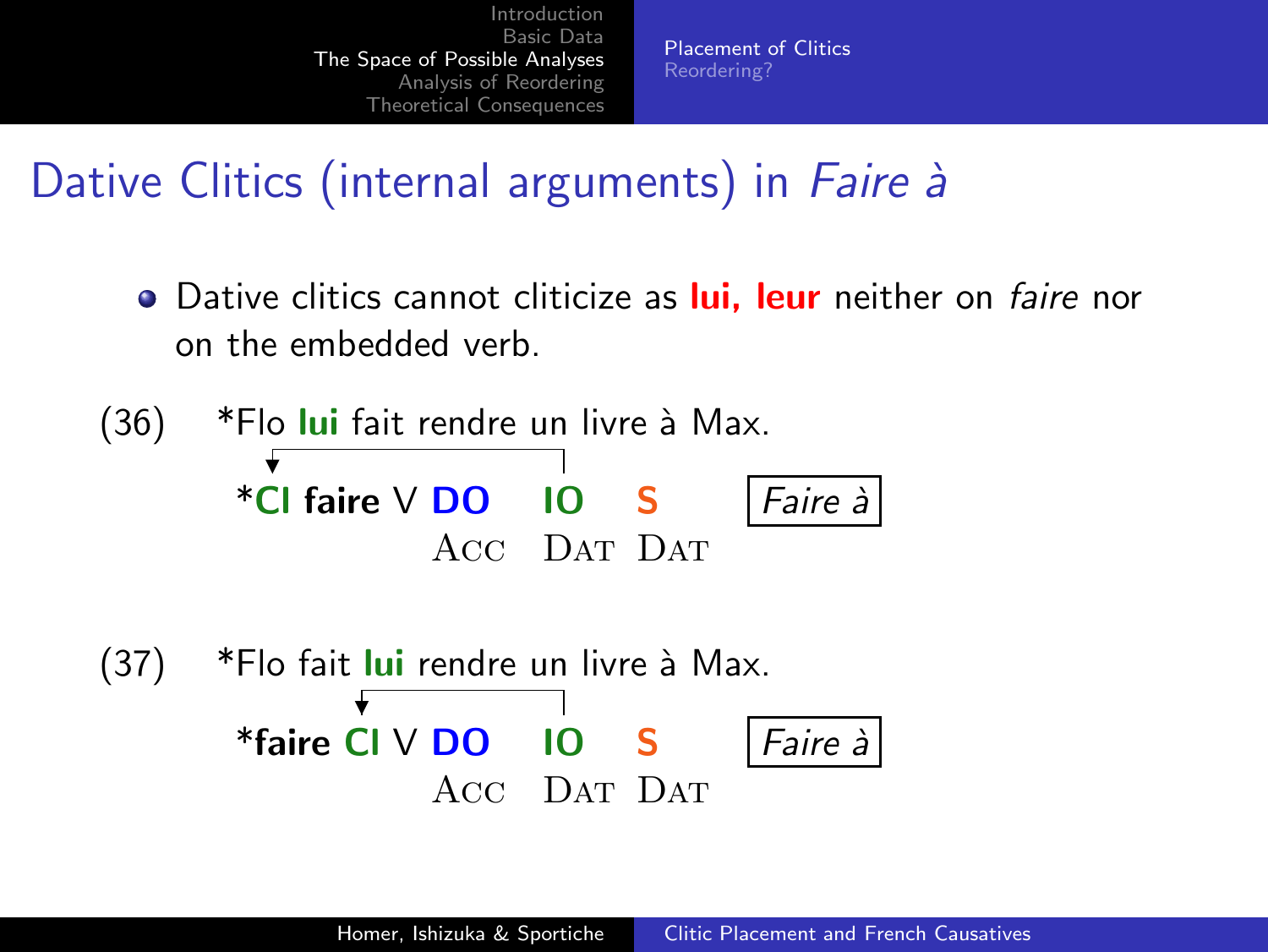# Dative Clitics (internal arguments) in *Faire à*

- Dative clitics cannot cliticize as **lui, leur** neither on *faire* nor on the embedded verb.

(36) *Flo **lui** fait rendre un livre à Max.

*__Cl faire__ V **DO** **IO** **S** — *Faire à*

ACC DAT DAT

(37) *Flo fait **lui** rendre un livre à Max.

*__faire Cl__ V **DO** **IO** **S** — *Faire à*

ACC DAT DAT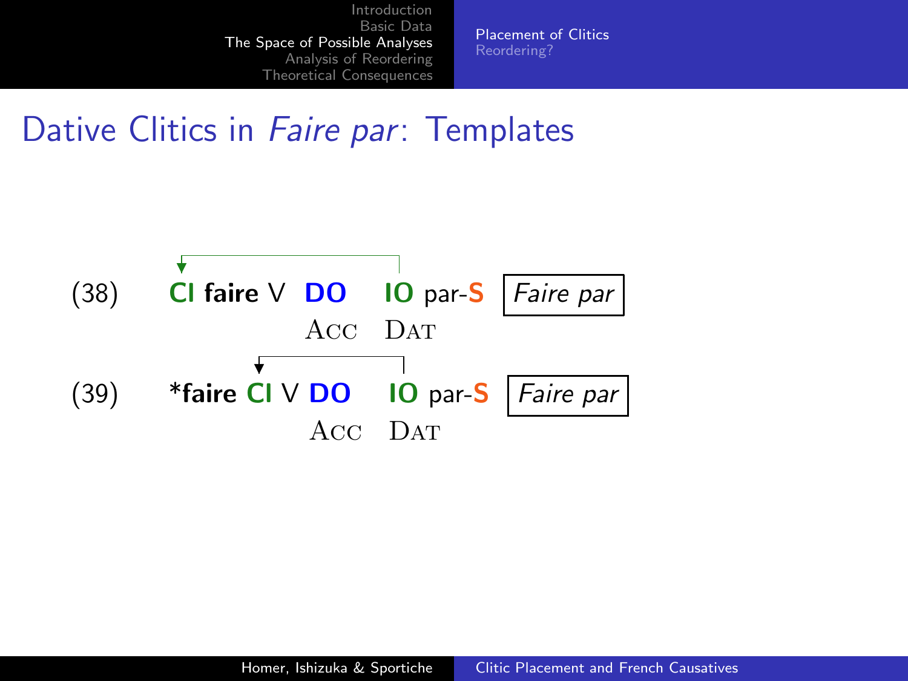# Dative Clitics in *Faire par*: Templates

(38) **Cl faire** V **DO** **IO** par-**S** *Faire par*
  Acc Dat

(39) ***faire Cl** V **DO** **IO** par-**S** *Faire par*
  Acc Dat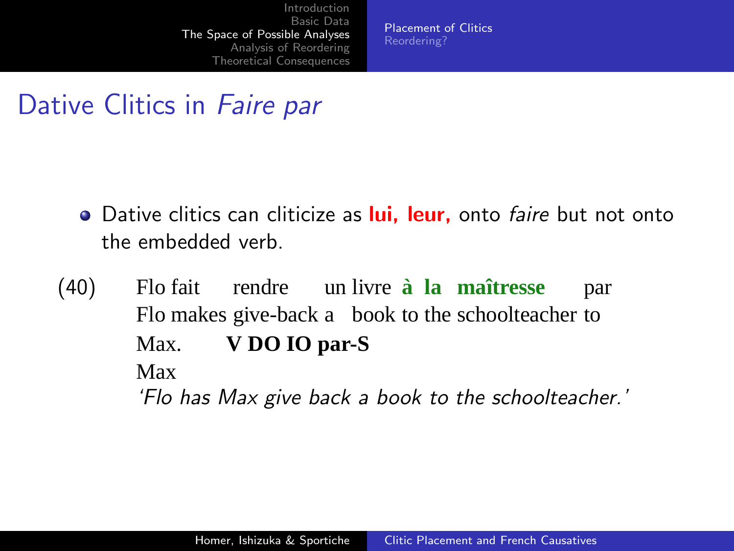# Dative Clitics in *Faire par*

- Dative clitics can cliticize as **lui, leur,** onto *faire* but not onto the embedded verb.

(40) Flo fait rendre un livre **à la maîtresse** par Max. **V DO IO par-S**
Flo makes give-back a book to the schoolteacher to Max
*'Flo has Max give back a book to the schoolteacher.'*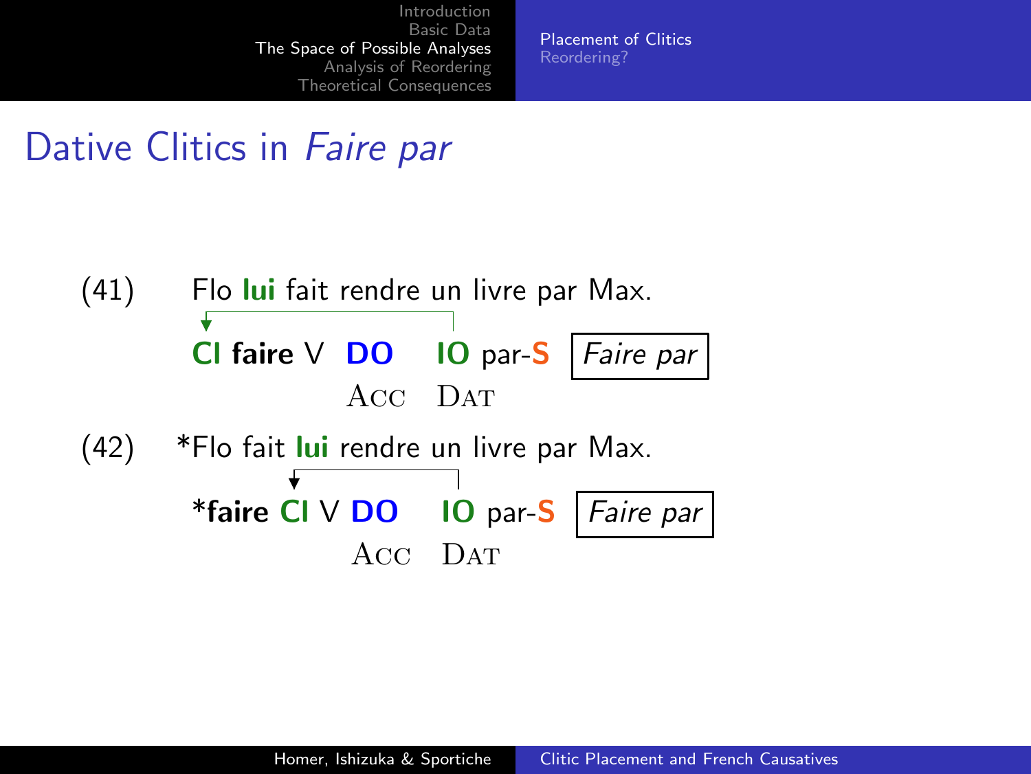# Dative Clitics in *Faire par*

(41) Flo **lui** fait rendre un livre par Max.

**Cl** **faire** V **DO** **IO** par-**S** | *Faire par* |

Acc Dat

(42) *Flo fait **lui** rendre un livre par Max.

***faire** **Cl** V **DO** **IO** par-**S** | *Faire par* |

Acc Dat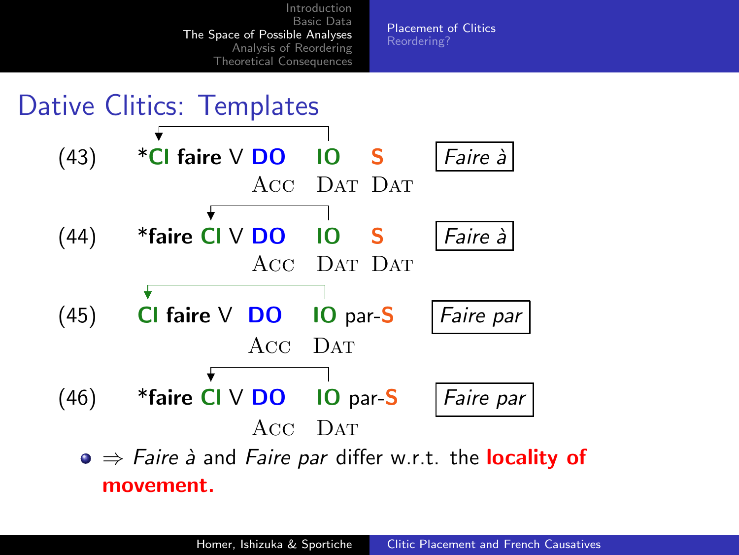## Dative Clitics: Templates

(43) *Cl **faire** V **DO** **IO** **S** — *Faire à*
  Acc Dat Dat

(44) ***faire** Cl V **DO** **IO** **S** — *Faire à*
  Acc Dat Dat

(45) Cl **faire** V **DO** **IO** par-**S** — *Faire par*
  Acc Dat

(46) ***faire** Cl V **DO** **IO** par-**S** — *Faire par*
  Acc Dat

- ⇒ *Faire à* and *Faire par* differ w.r.t. the **locality of movement.**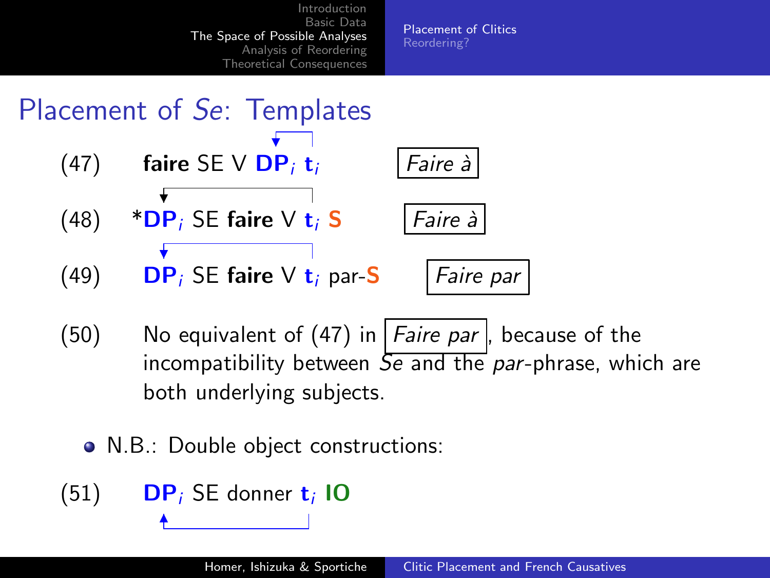# Placement of *Se*: Templates

(47) **faire** SE V **DP**$_i$ **t**$_i$ &nbsp;&nbsp;&nbsp; *Faire à*

(48) ***DP**$_i$ SE **faire** V **t**$_i$ **S** &nbsp;&nbsp;&nbsp; *Faire à*

(49) **DP**$_i$ SE **faire** V **t**$_i$ par-**S** &nbsp;&nbsp;&nbsp; *Faire par*

(50) No equivalent of (47) in *Faire par*, because of the incompatibility between *Se* and the *par*-phrase, which are both underlying subjects.

- N.B.: Double object constructions:

(51) **DP**$_i$ SE donner **t**$_i$ **IO**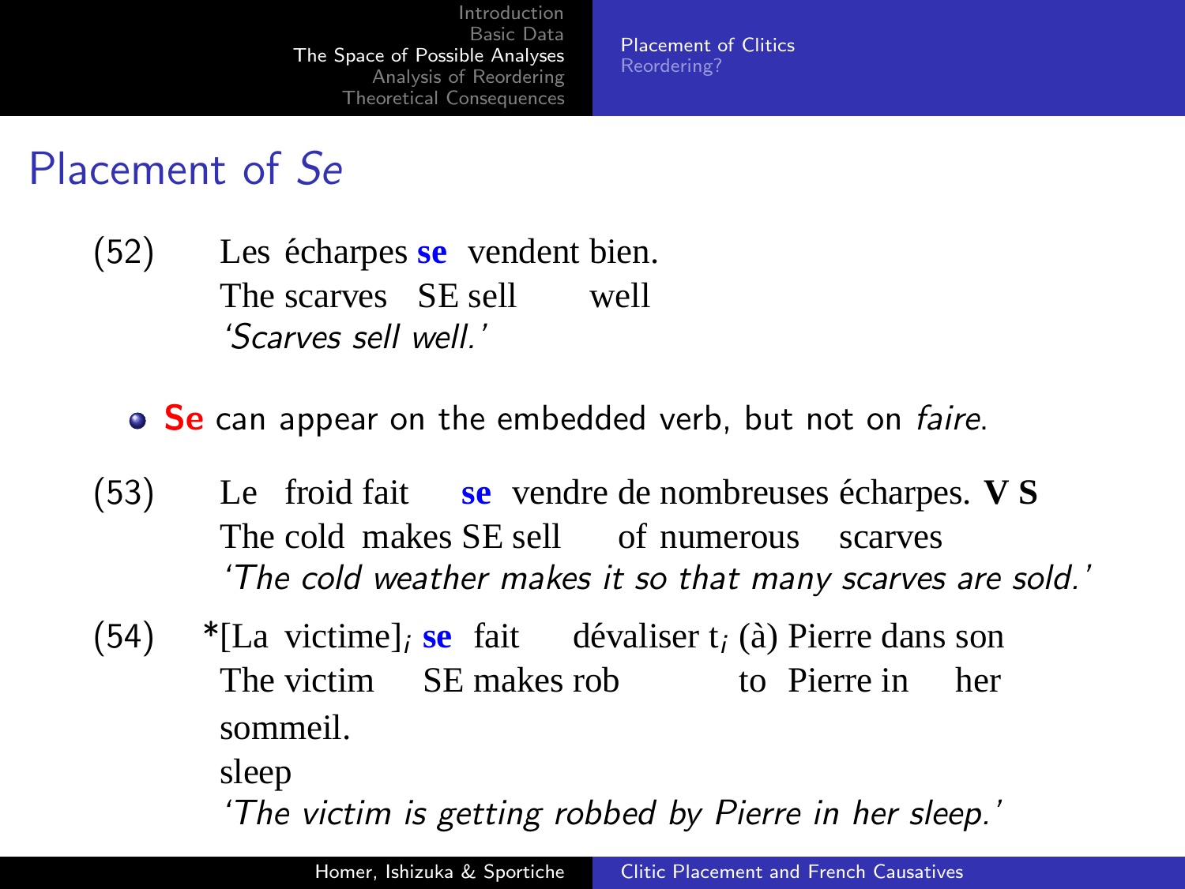# Placement of *Se*

(52) Les écharpes **se** vendent bien.
The scarves SE sell well
*'Scarves sell well.'*

- **Se** can appear on the embedded verb, but not on *faire*.

(53) Le froid fait **se** vendre de nombreuses écharpes. **V S**
The cold makes SE sell of numerous scarves
*'The cold weather makes it so that many scarves are sold.'*

(54) *[La victime]$_i$ **se** fait dévaliser t$_i$ (à) Pierre dans son sommeil.
The victim SE makes rob to Pierre in her sleep
*'The victim is getting robbed by Pierre in her sleep.'*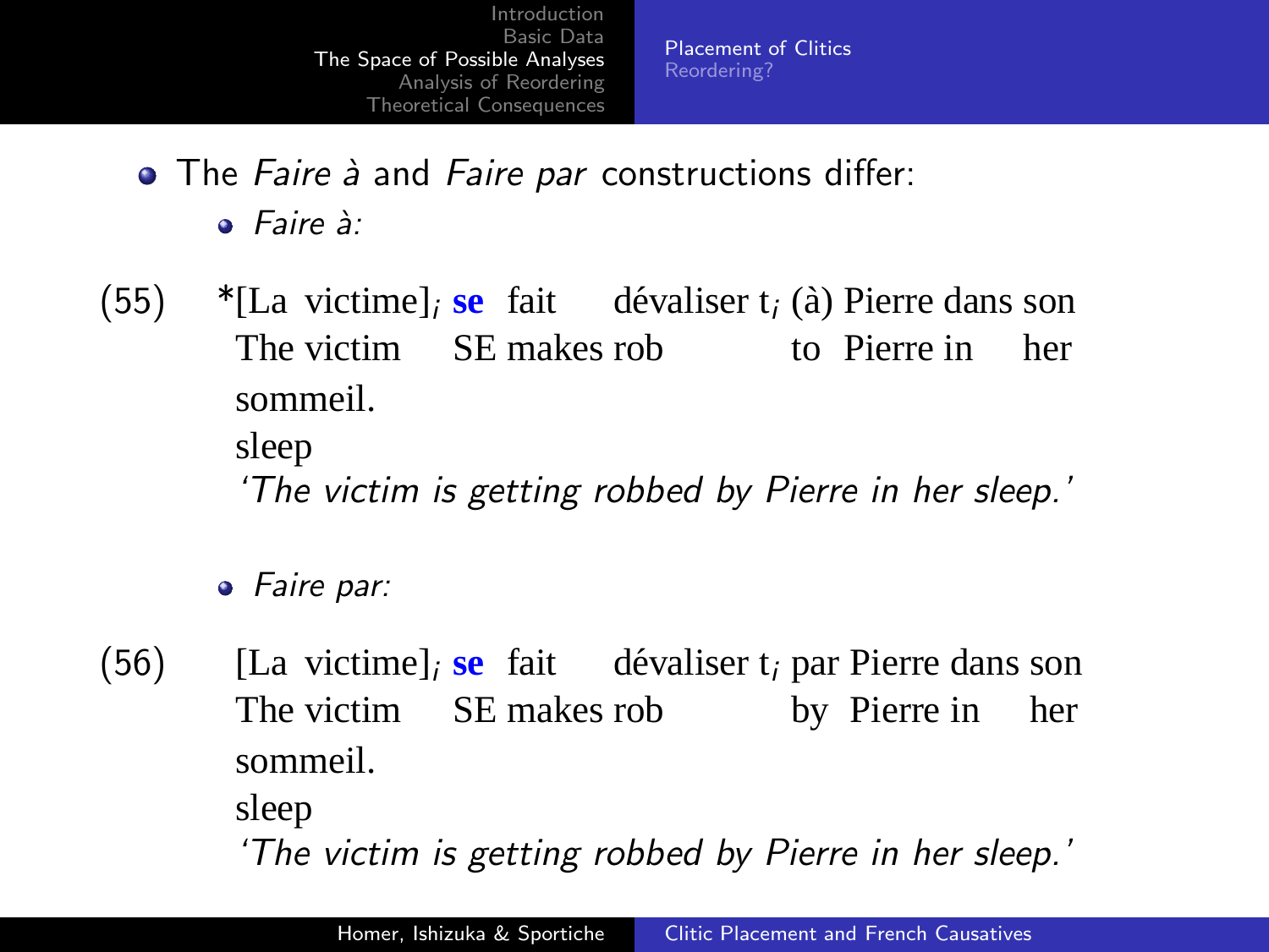- The *Faire à* and *Faire par* constructions differ:
  - *Faire à:*

(55) \*[La victime]$_i$ **se** fait dévaliser t$_i$ (à) Pierre dans son sommeil.
The victim SE makes rob to Pierre in her sleep
*'The victim is getting robbed by Pierre in her sleep.'*

  - *Faire par:*

(56) [La victime]$_i$ **se** fait dévaliser t$_i$ par Pierre dans son sommeil.
The victim SE makes rob by Pierre in her sleep
*'The victim is getting robbed by Pierre in her sleep.'*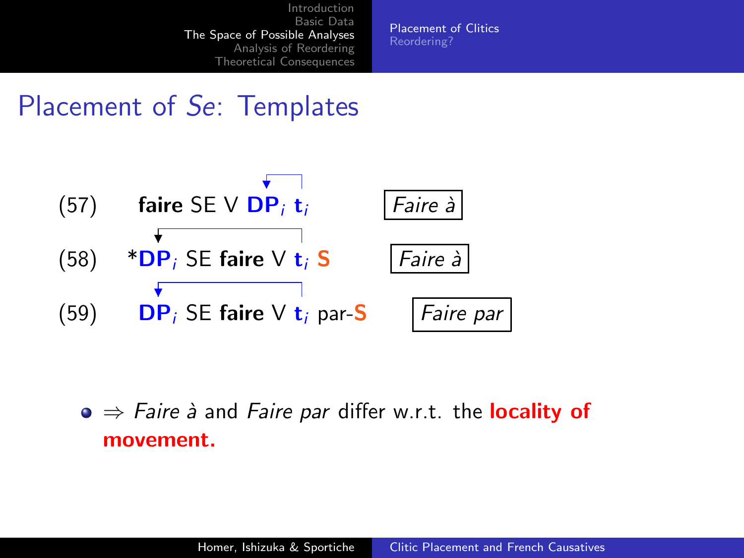# Placement of *Se*: Templates

(57) **faire** SE V **DP**$_i$ **t**$_i$ — *Faire à*

(58) ***DP**$_i$ SE **faire** V **t**$_i$ **S** — *Faire à*

(59) **DP**$_i$ SE **faire** V **t**$_i$ par-**S** — *Faire par*

- ⇒ *Faire à* and *Faire par* differ w.r.t. the **locality of movement.**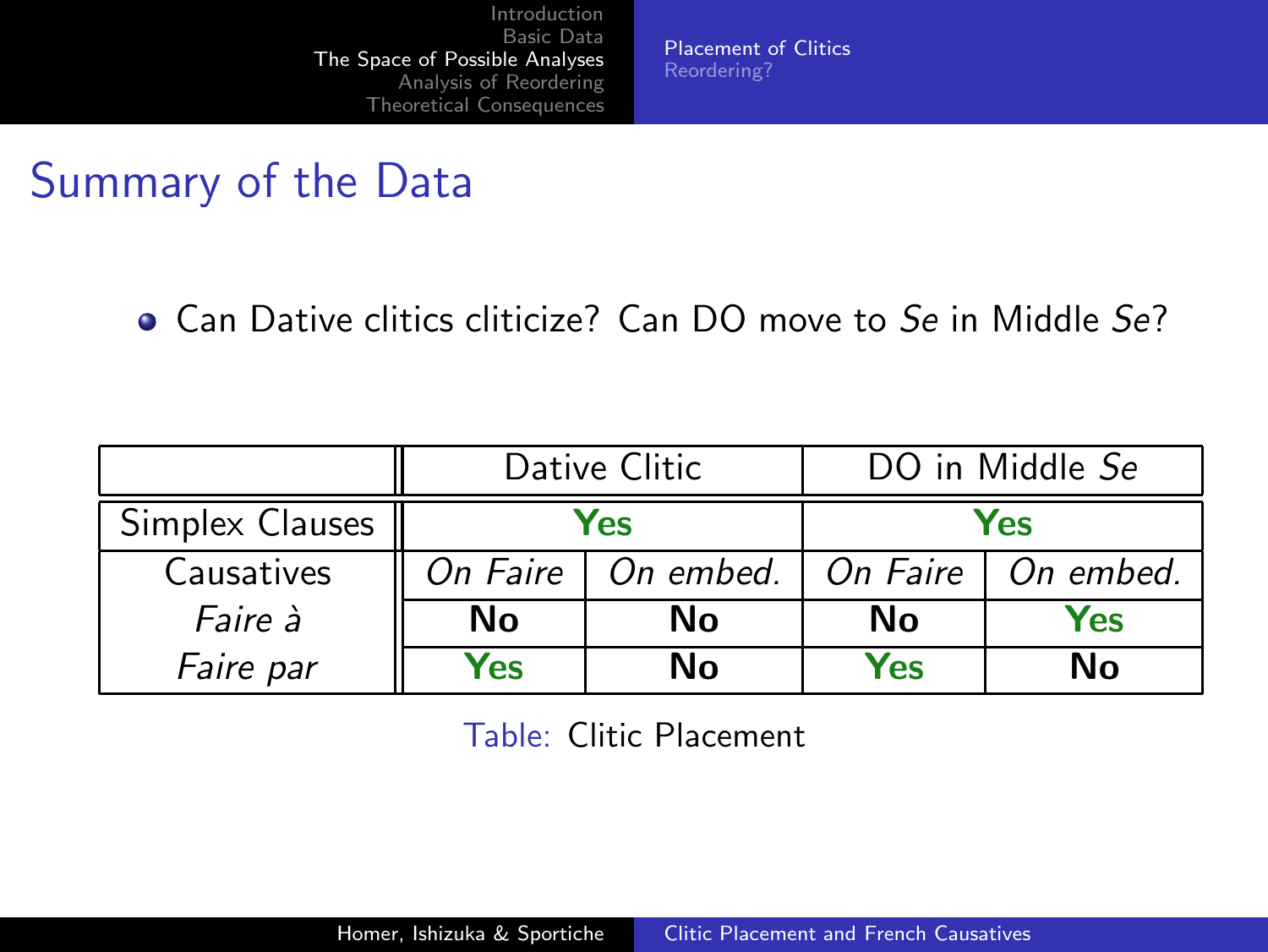# Summary of the Data

- Can Dative clitics cliticize? Can DO move to *Se* in Middle *Se*?

| | Dative Clitic | | DO in Middle *Se* | |
|---|---|---|---|---|
| Simplex Clauses | **Yes** | | **Yes** | |
| Causatives | *On Faire* | *On embed.* | *On Faire* | *On embed.* |
| *Faire à* | **No** | **No** | **No** | **Yes** |
| *Faire par* | **Yes** | **No** | **Yes** | **No** |

Table: Clitic Placement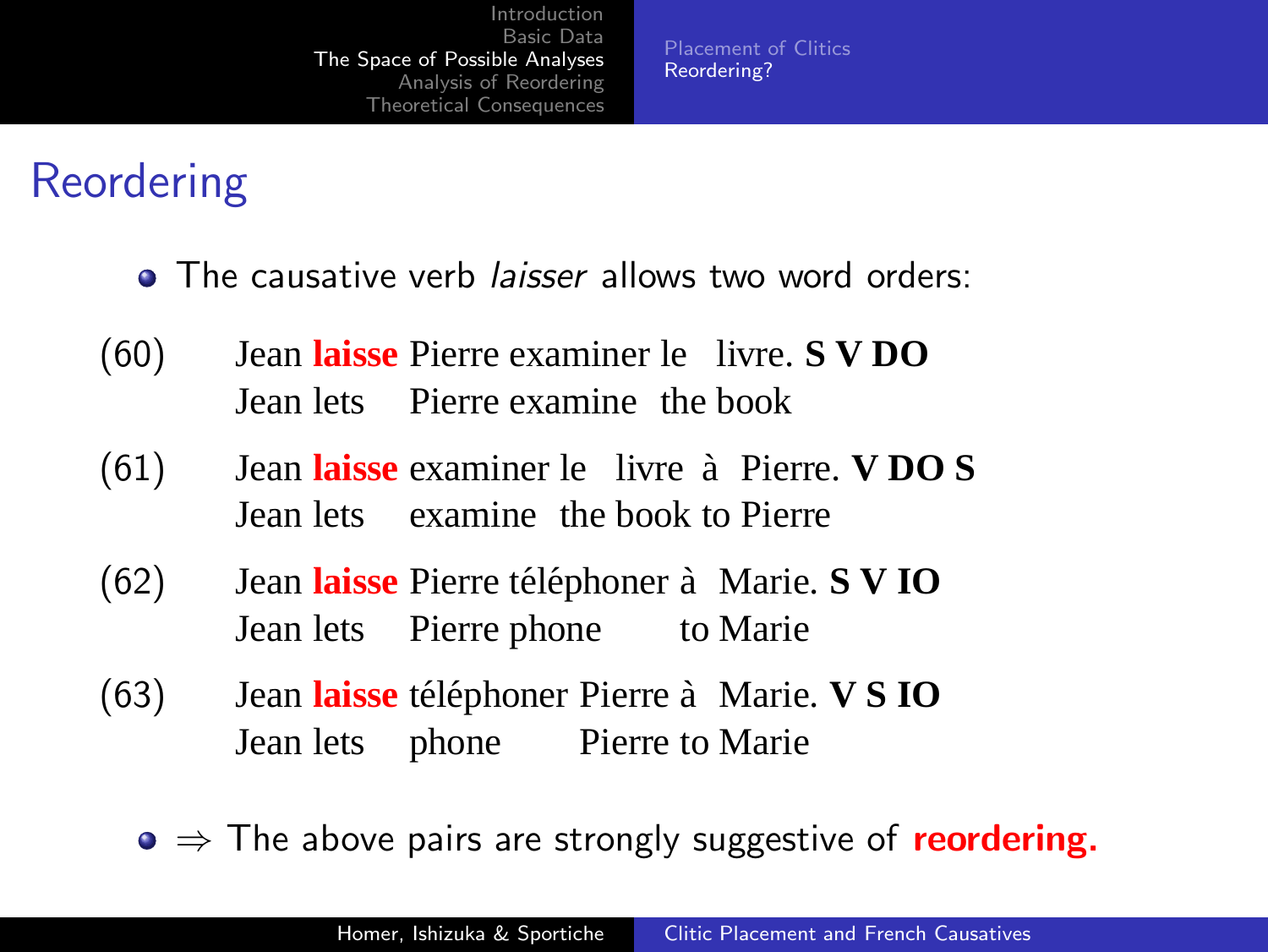# Reordering

- The causative verb *laisser* allows two word orders:

(60) Jean **laisse** Pierre examiner le livre. **S V DO**
Jean lets Pierre examine the book

(61) Jean **laisse** examiner le livre à Pierre. **V DO S**
Jean lets examine the book to Pierre

(62) Jean **laisse** Pierre téléphoner à Marie. **S V IO**
Jean lets Pierre phone to Marie

(63) Jean **laisse** téléphoner Pierre à Marie. **V S IO**
Jean lets phone Pierre to Marie

- ⇒ The above pairs are strongly suggestive of **reordering.**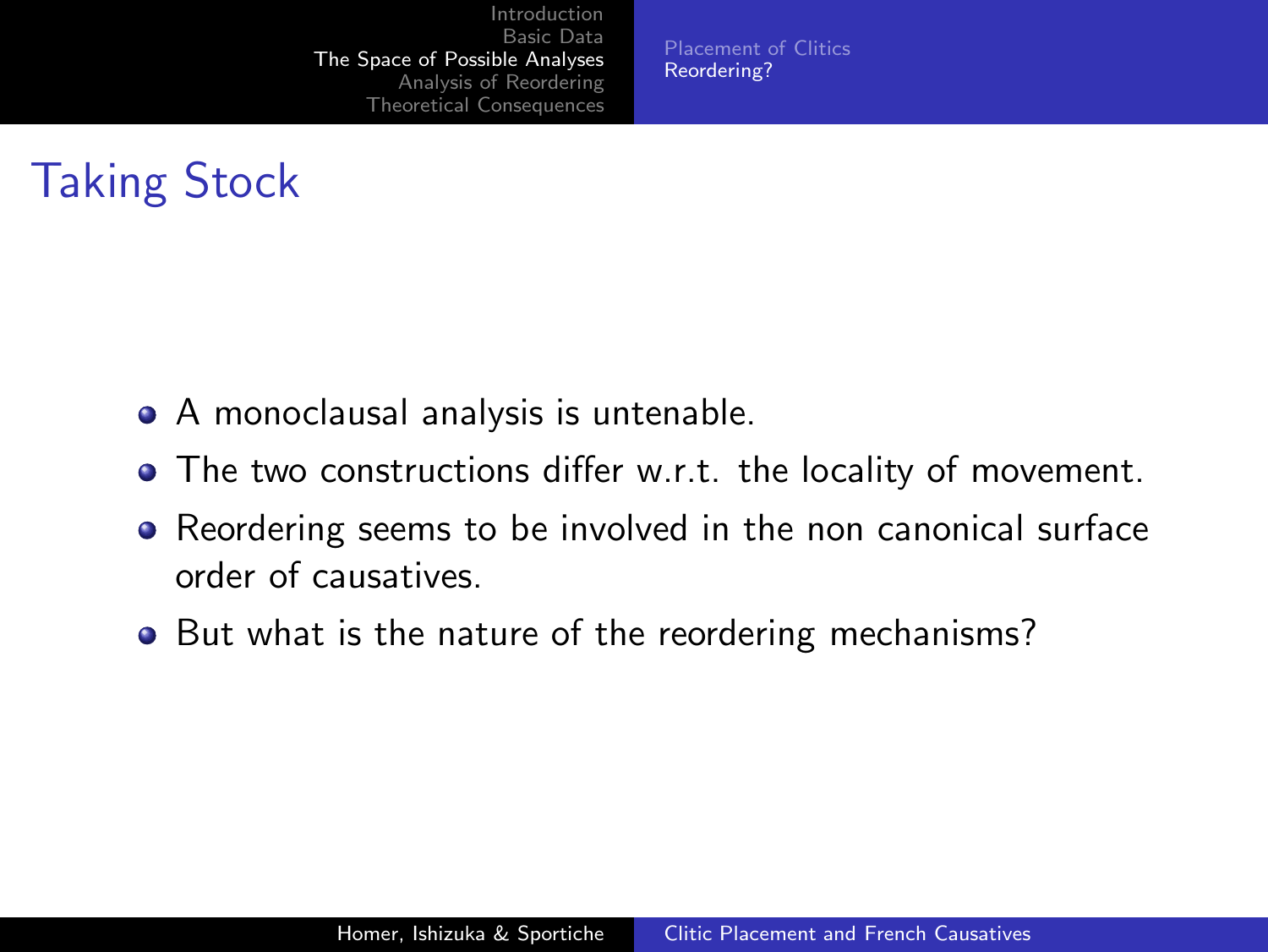# Taking Stock

- A monoclausal analysis is untenable.
- The two constructions differ w.r.t. the locality of movement.
- Reordering seems to be involved in the non canonical surface order of causatives.
- But what is the nature of the reordering mechanisms?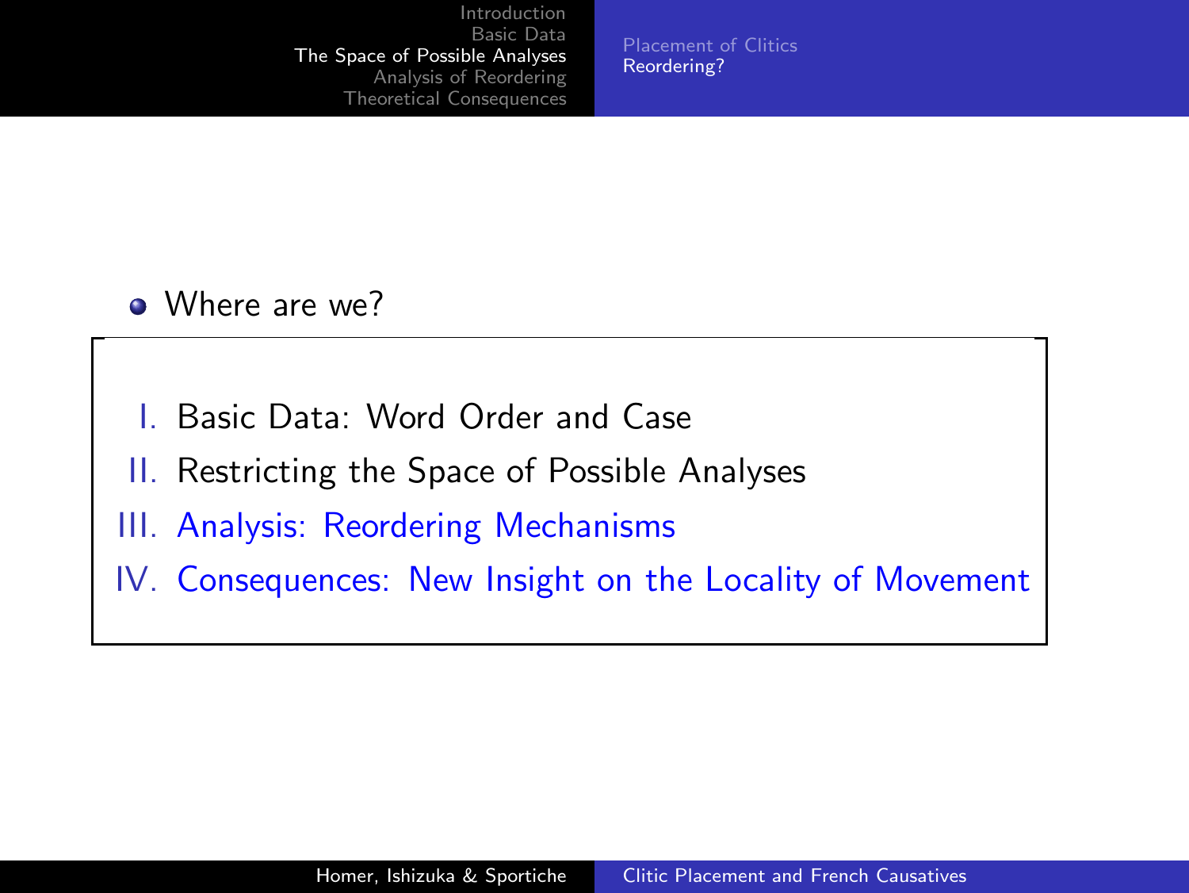- Where are we?

I. Basic Data: Word Order and Case

II. Restricting the Space of Possible Analyses

III. Analysis: Reordering Mechanisms

IV. Consequences: New Insight on the Locality of Movement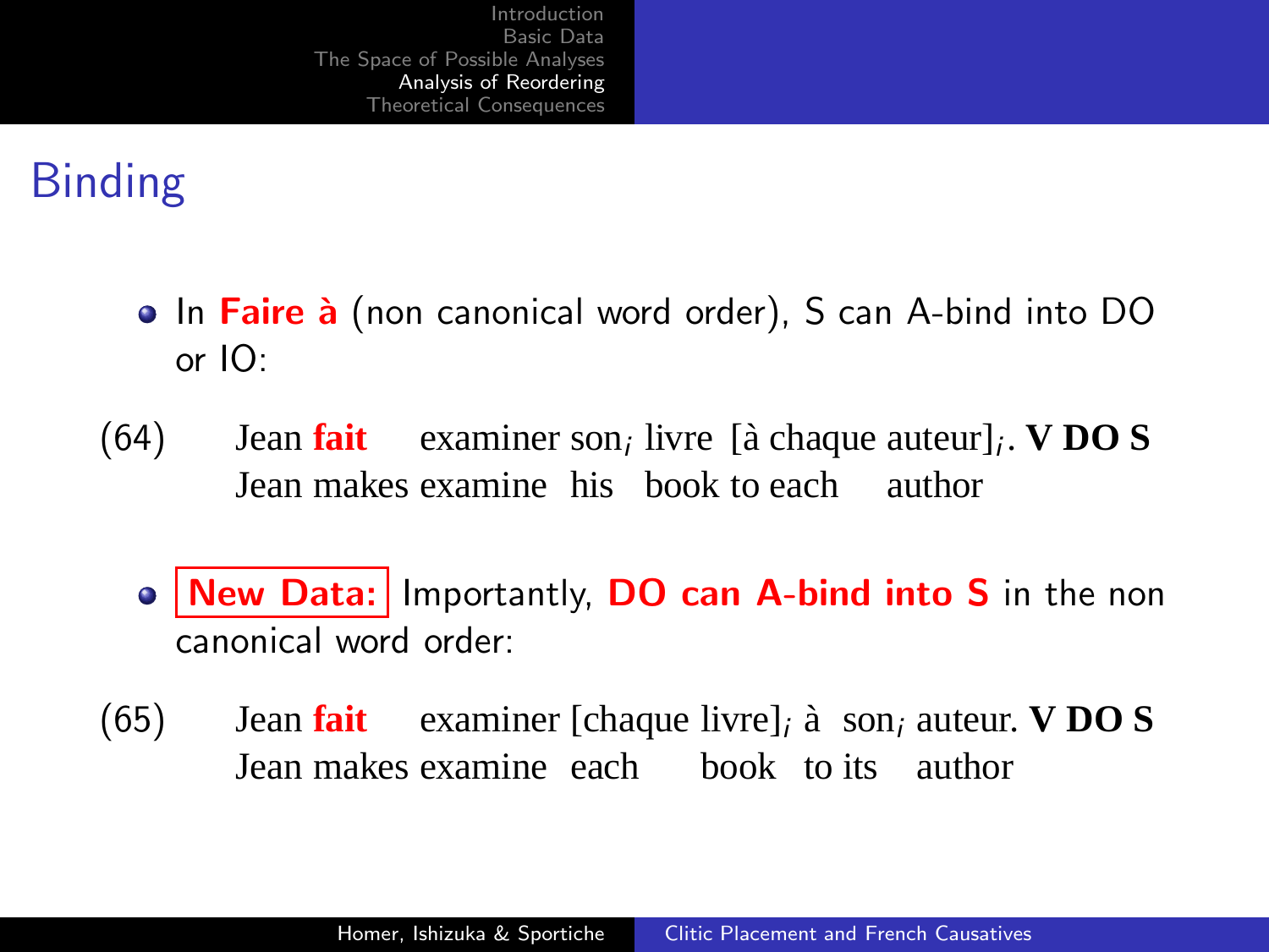# Binding

- In **Faire à** (non canonical word order), S can A-bind into DO or IO:

(64) Jean **fait** examiner son$_i$ livre [à chaque auteur]$_i$. **V DO S**
Jean makes examine his book to each author

- **New Data:** Importantly, **DO can A-bind into S** in the non canonical word order:

(65) Jean **fait** examiner [chaque livre]$_i$ à son$_i$ auteur. **V DO S**
Jean makes examine each book to its author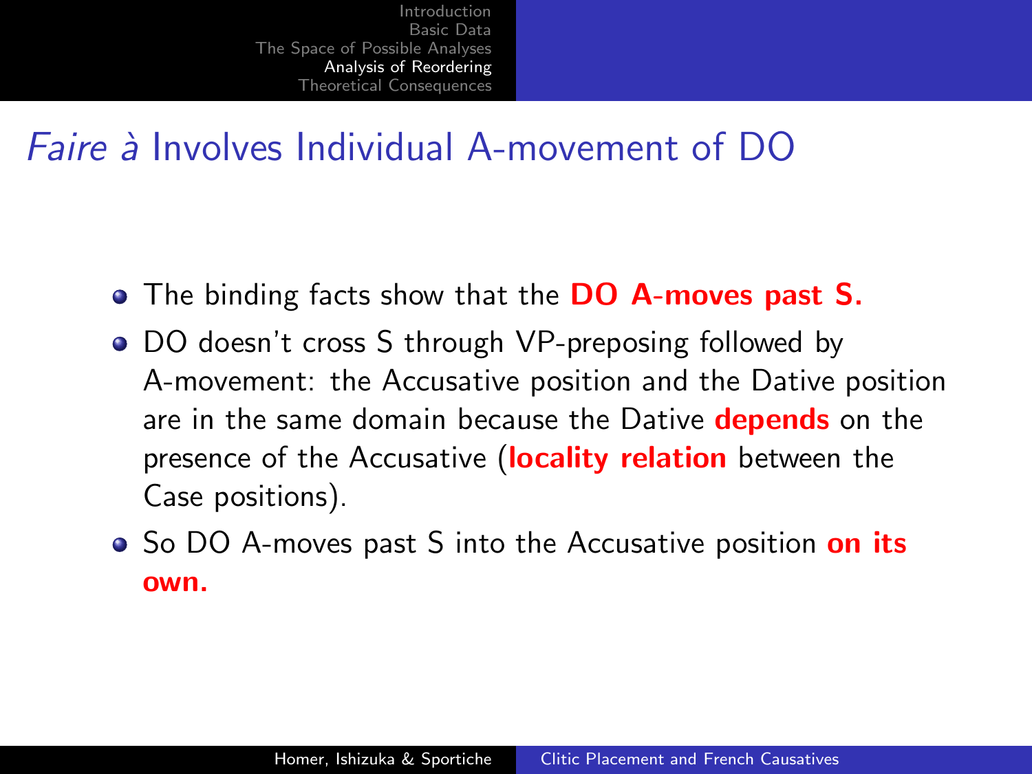# *Faire à* Involves Individual A-movement of DO

- The binding facts show that the **DO A-moves past S.**
- DO doesn't cross S through VP-preposing followed by A-movement: the Accusative position and the Dative position are in the same domain because the Dative **depends** on the presence of the Accusative (**locality relation** between the Case positions).
- So DO A-moves past S into the Accusative position **on its own.**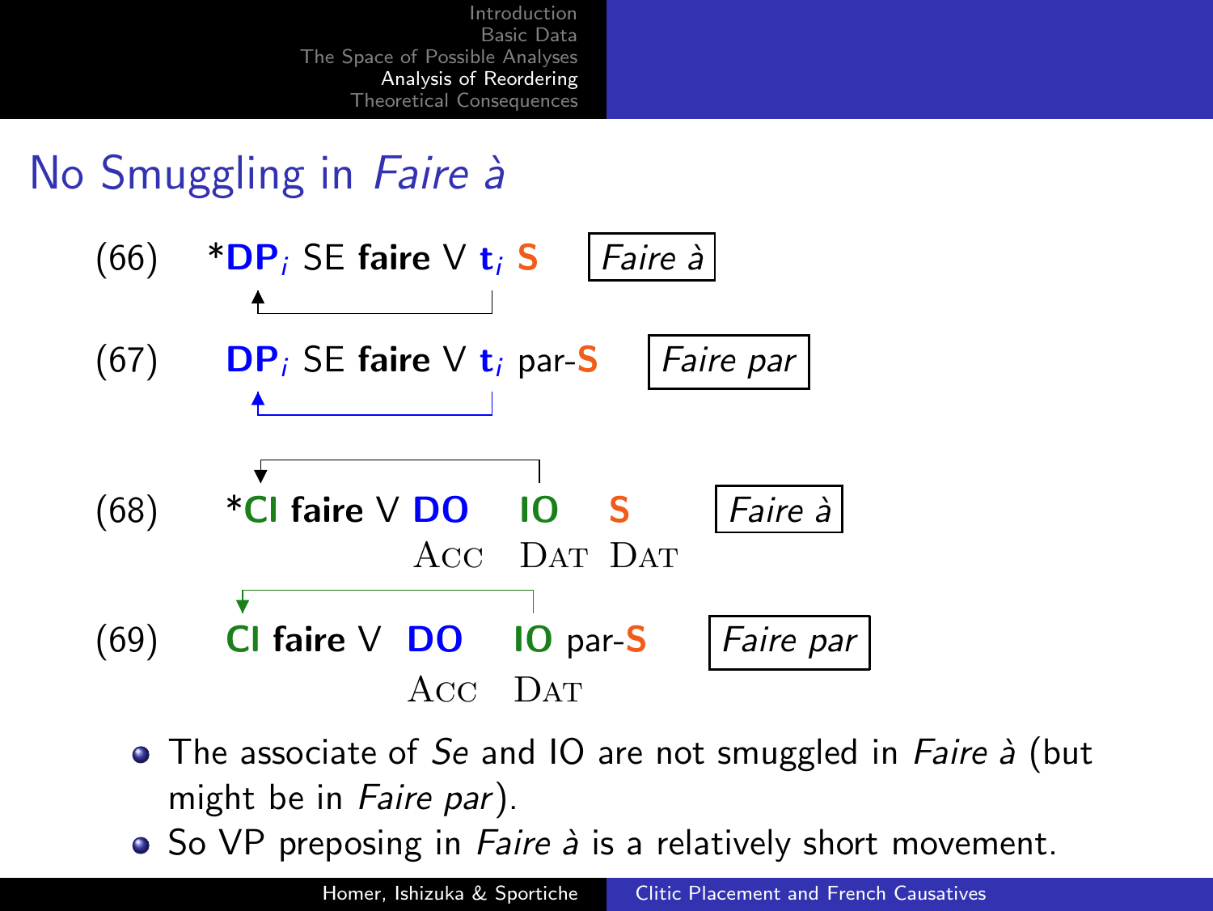# No Smuggling in *Faire à*

(66) ***DP**$_i$ SE **faire** V **t**$_i$ **S** *Faire à*

(67) **DP**$_i$ SE **faire** V **t**$_i$ par-**S** *Faire par*

(68) ***Cl faire** V **DO** **IO** **S** *Faire à*
ACC DAT DAT

(69) **Cl faire** V **DO** **IO** par-**S** *Faire par*
ACC DAT

- The associate of *Se* and IO are not smuggled in *Faire à* (but might be in *Faire par*).
- So VP preposing in *Faire à* is a relatively short movement.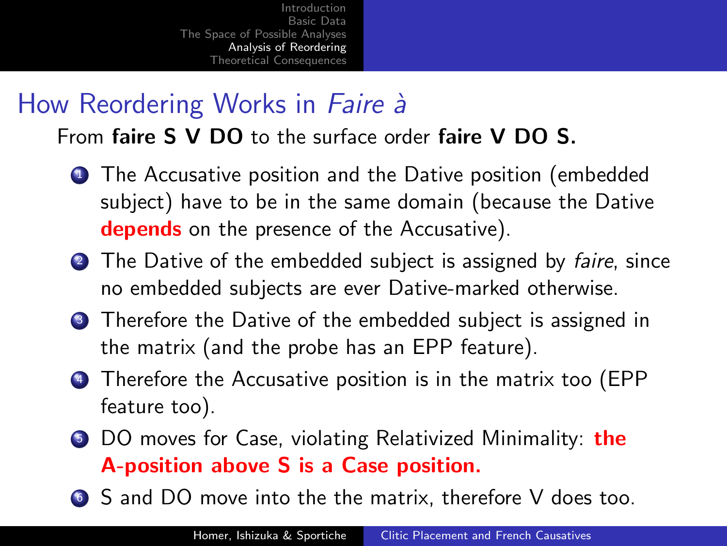# How Reordering Works in *Faire à*

From **faire S V DO** to the surface order **faire V DO S.**

1. The Accusative position and the Dative position (embedded subject) have to be in the same domain (because the Dative **depends** on the presence of the Accusative).
2. The Dative of the embedded subject is assigned by *faire*, since no embedded subjects are ever Dative-marked otherwise.
3. Therefore the Dative of the embedded subject is assigned in the matrix (and the probe has an EPP feature).
4. Therefore the Accusative position is in the matrix too (EPP feature too).
5. DO moves for Case, violating Relativized Minimality: **the A-position above S is a Case position.**
6. S and DO move into the the matrix, therefore V does too.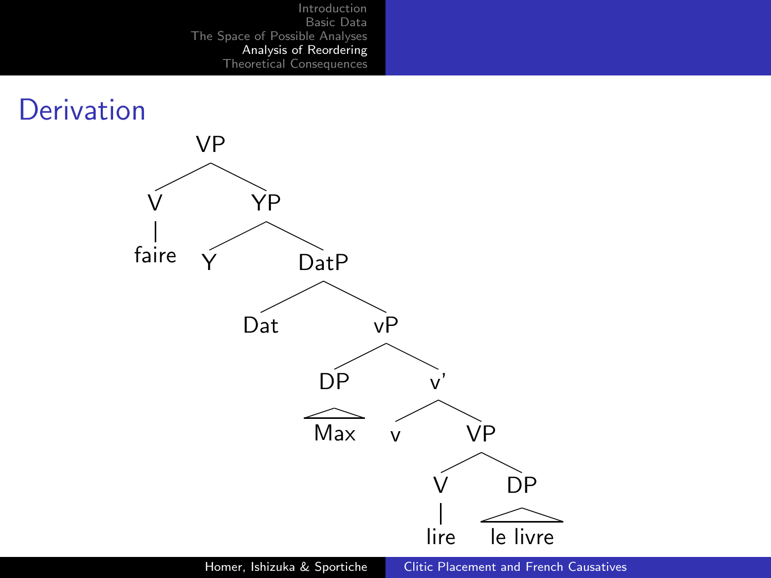# Derivation

```
VP
├── V
│   └── faire
└── YP
    ├── Y
    └── DatP
        ├── Dat
        └── vP
            ├── DP
            │   └── Max
            └── v'
                ├── v
                └── VP
                    ├── V
                    │   └── lire
                    └── DP
                        └── le livre
```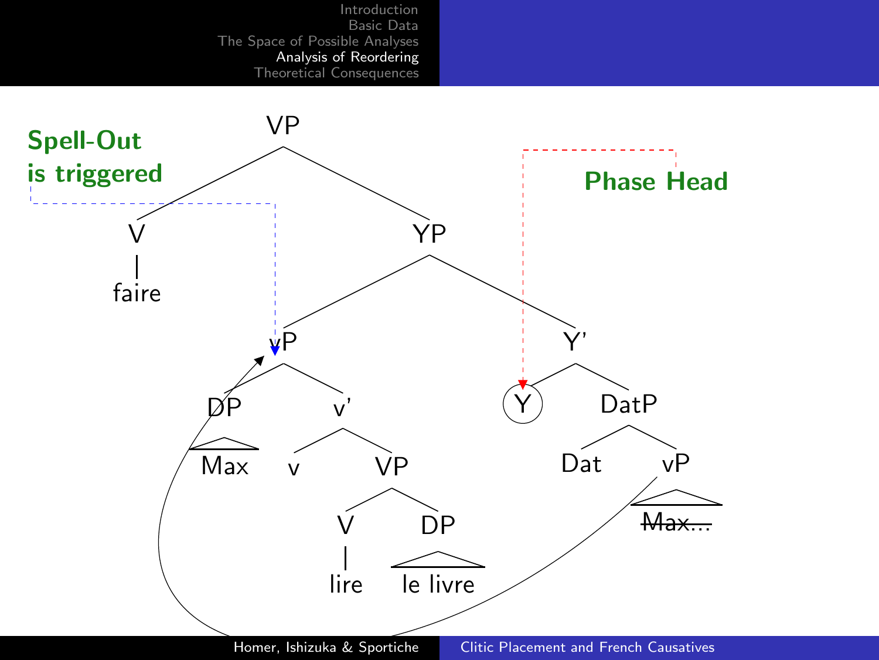**Spell-Out is triggered**

**Phase Head**

- VP
  - V
    - faire
  - YP
    - vP
      - DP
        - Max
      - v'
        - v
        - VP
          - V
            - lire
          - DP
            - le livre
    - Y'
      - Y
      - DatP
        - Dat
        - vP
          - ~~Max...~~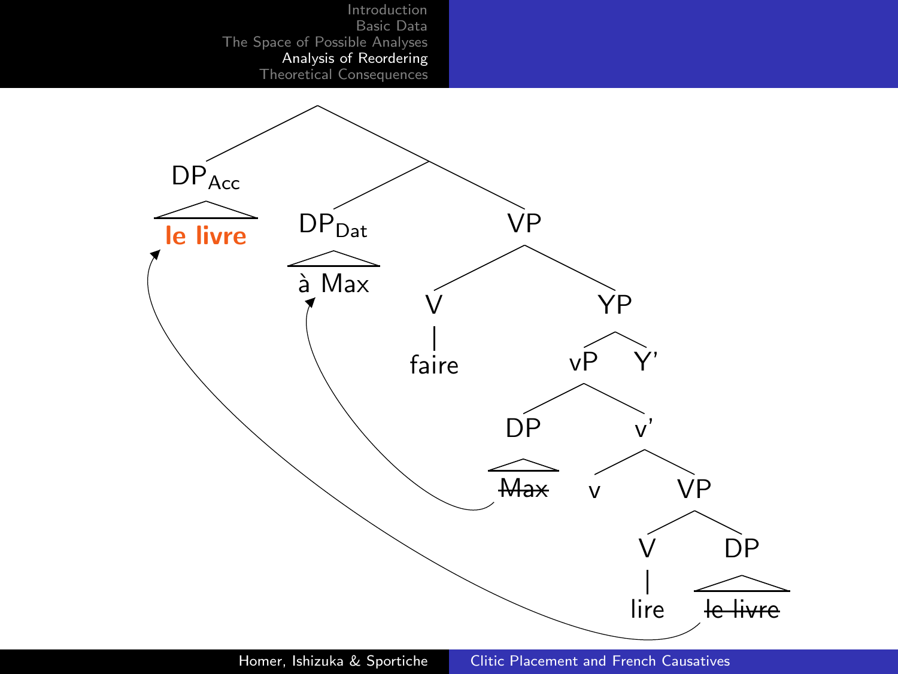$DP_{Acc}$ **le livre**

$DP_{Dat}$ à Max

VP

V faire

YP

vP Y'

DP ~~Max~~

v'

v

VP

V lire

DP ~~le livre~~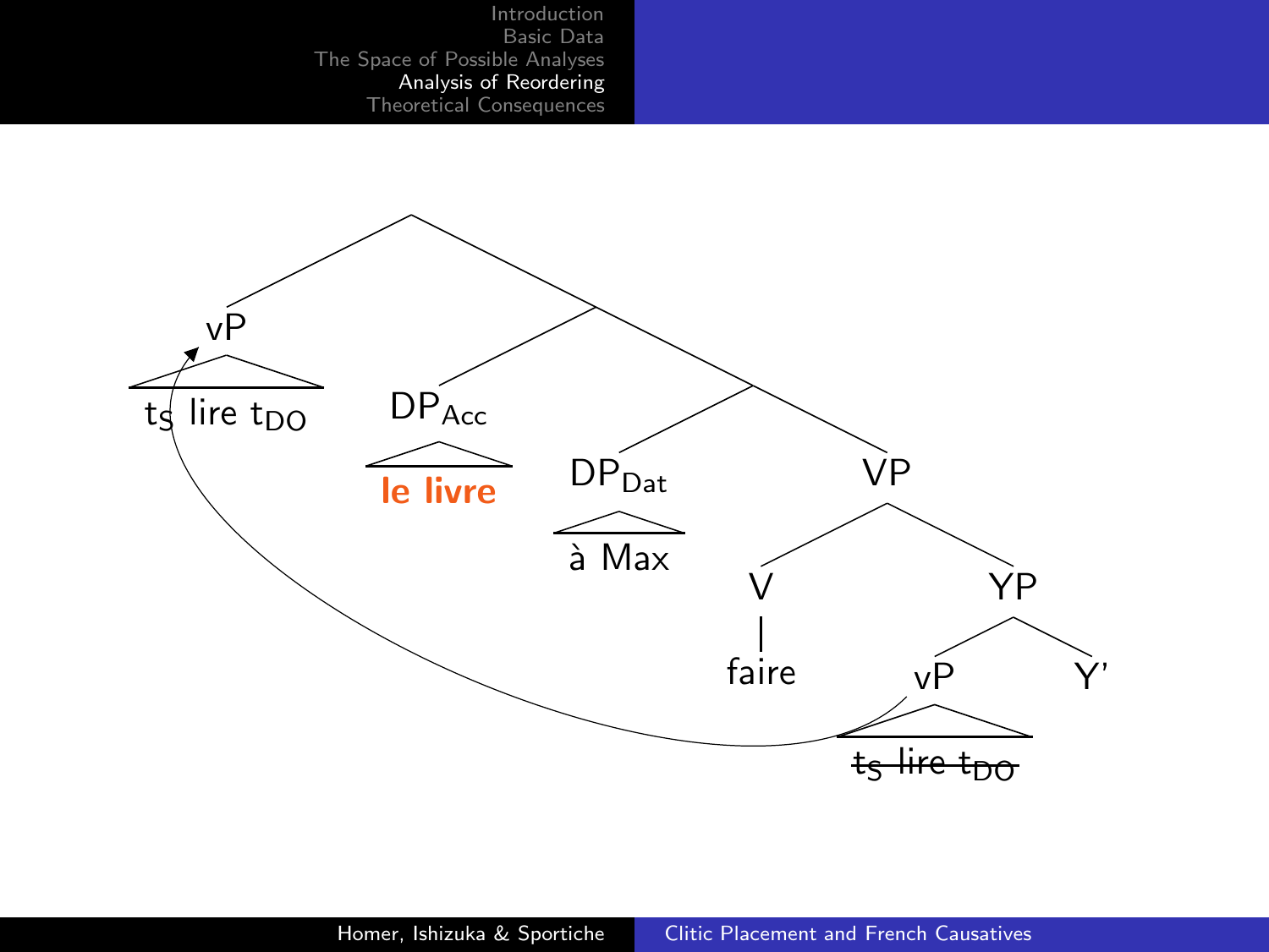vP

$t_S$ lire $t_{DO}$

$DP_{Acc}$

**le livre**

$DP_{Dat}$

à Max

VP

V

faire

YP

vP

~~$t_S$ lire $t_{DO}$~~

Y'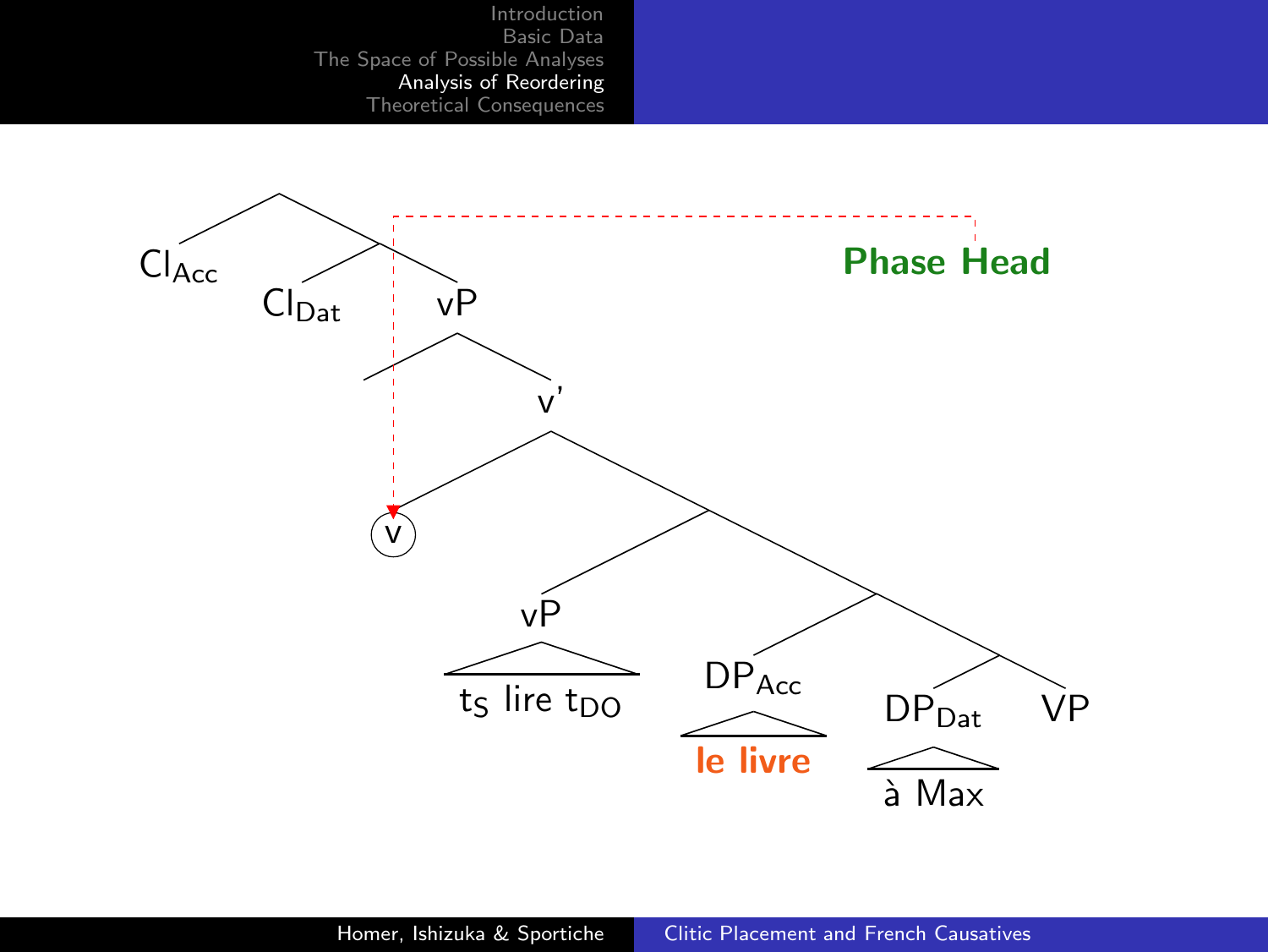$Cl_{Acc}$ $Cl_{Dat}$ vP

v'

v

vP: $t_S$ lire $t_{DO}$

$DP_{Acc}$: **le livre**

$DP_{Dat}$: à Max

VP

**Phase Head**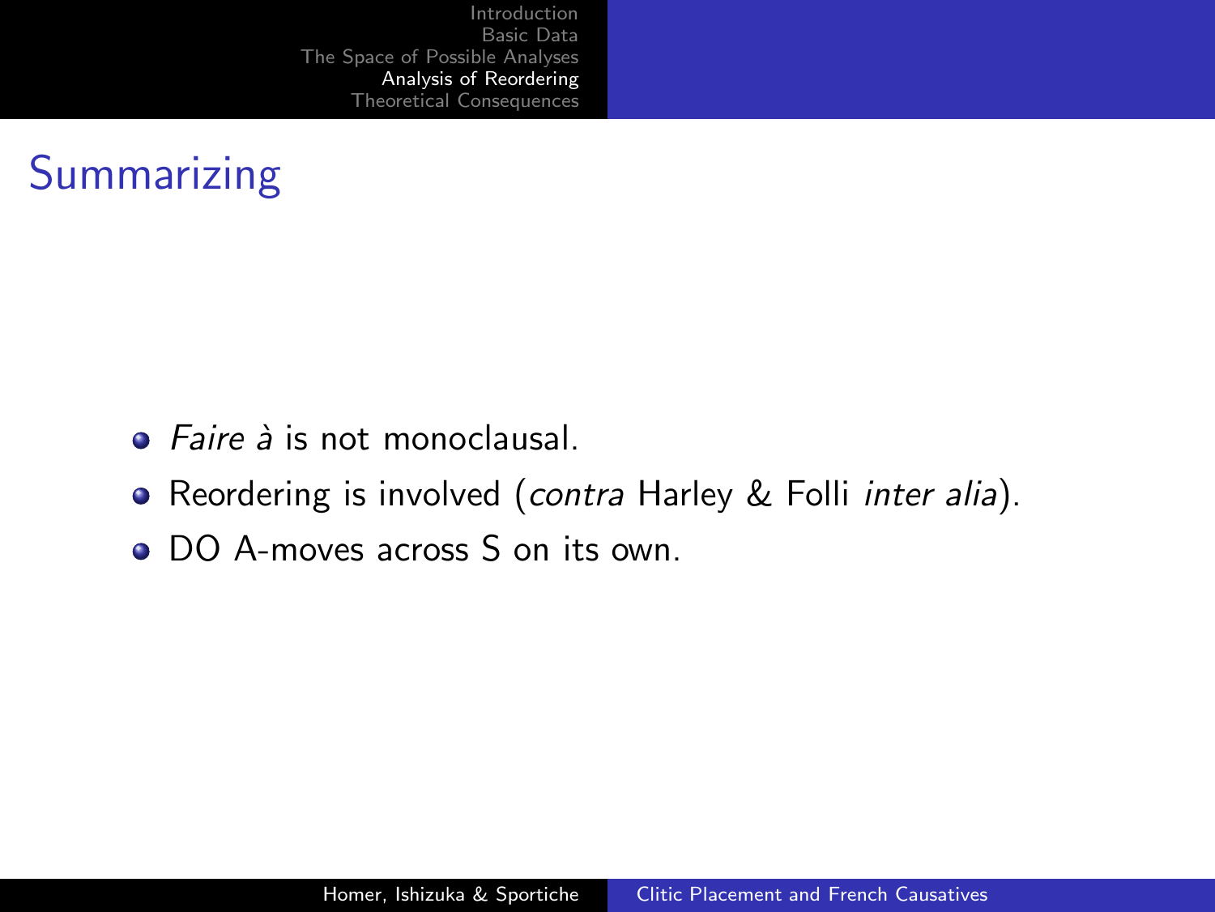# Summarizing

- *Faire à* is not monoclausal.
- Reordering is involved (*contra* Harley & Folli *inter alia*).
- DO A-moves across S on its own.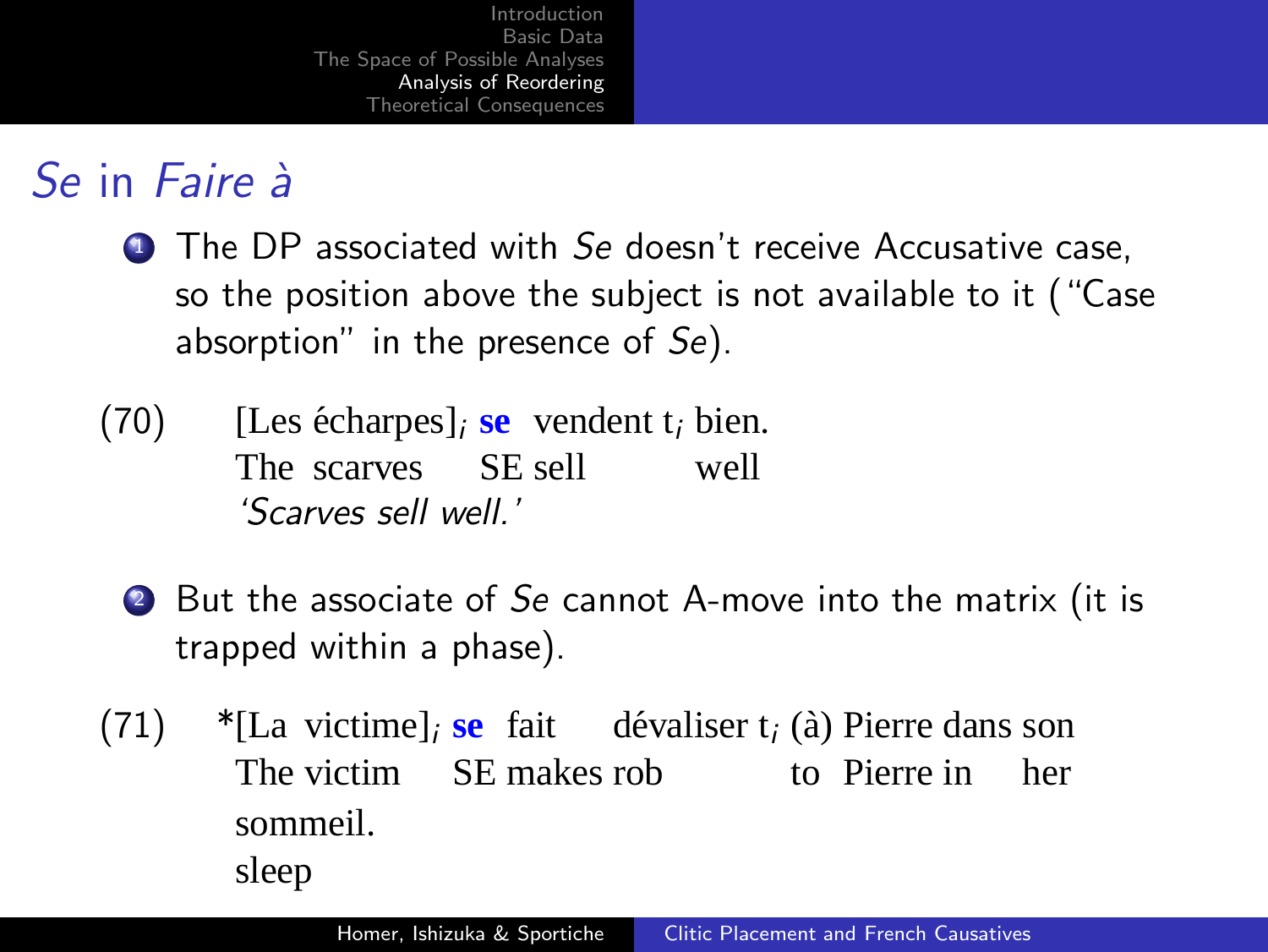# *Se* in *Faire à*

1. The DP associated with *Se* doesn't receive Accusative case, so the position above the subject is not available to it ("Case absorption" in the presence of *Se*).

(70) [Les écharpes]$_i$ **se** vendent t$_i$ bien.
The scarves SE sell well
*'Scarves sell well.'*

2. But the associate of *Se* cannot A-move into the matrix (it is trapped within a phase).

(71) *[La victime]$_i$ **se** fait dévaliser t$_i$ (à) Pierre dans son sommeil.
The victim SE makes rob to Pierre in her sleep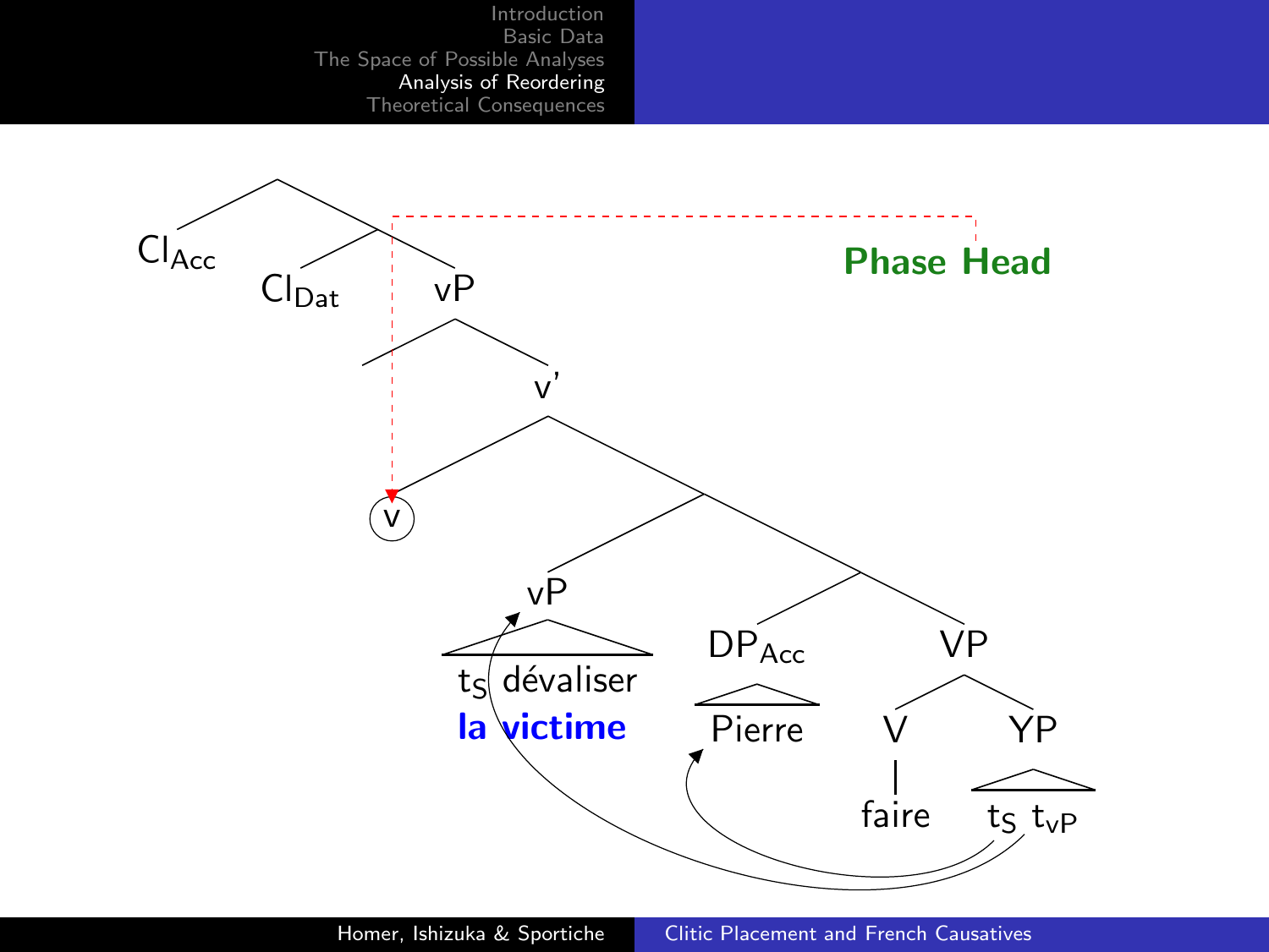$Cl_{Acc}$ $Cl_{Dat}$ vP

v'

v

vP — $t_S$ dévaliser **la victime**

$DP_{Acc}$ — Pierre

VP — V — faire; YP — $t_S$ $t_{vP}$

**Phase Head**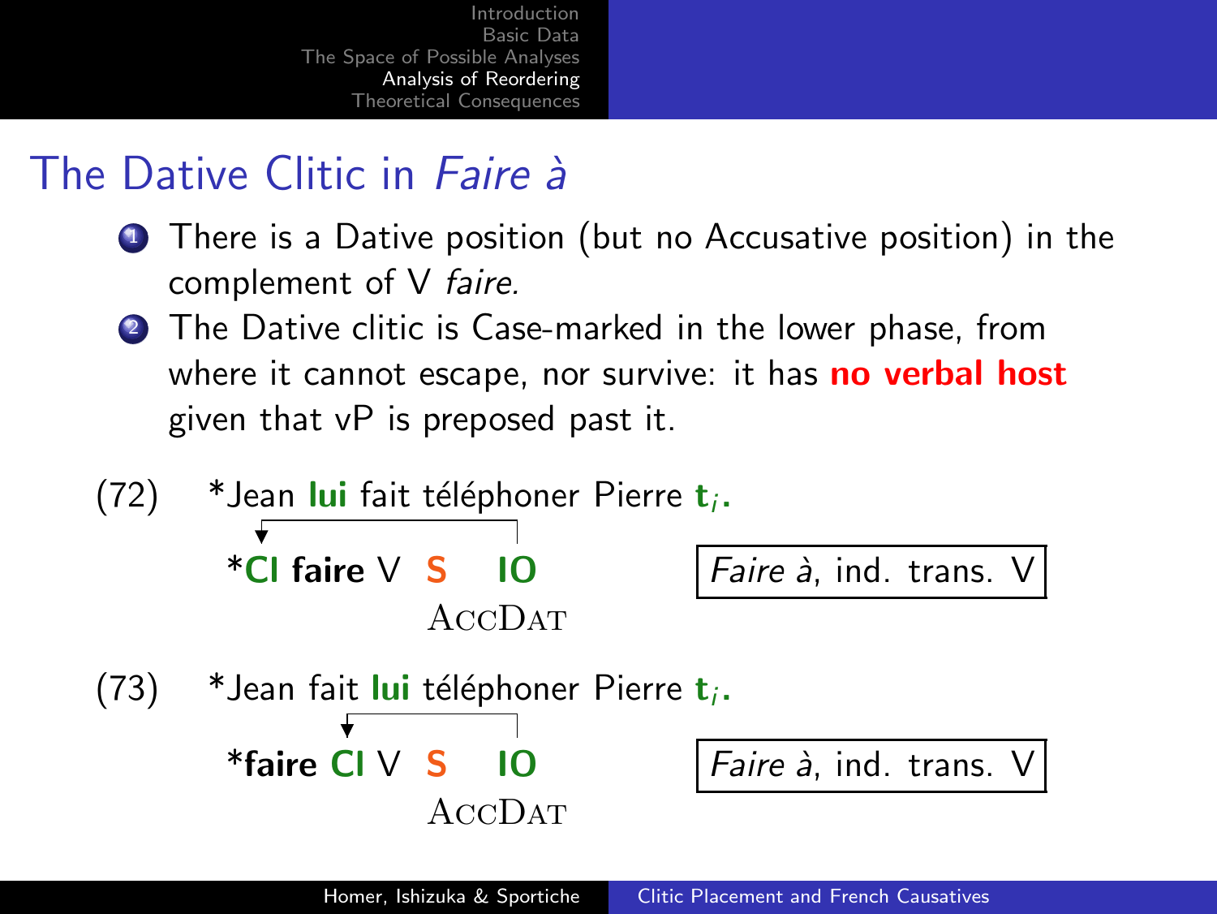## The Dative Clitic in *Faire à*

1. There is a Dative position (but no Accusative position) in the complement of V *faire.*
2. The Dative clitic is Case-marked in the lower phase, from where it cannot escape, nor survive: it has **no verbal host** given that vP is preposed past it.

(72) *Jean **lui** fait téléphoner Pierre $\mathbf{t}_i$.

*__Cl faire__ V **S** **IO**
ACCDAT

| *Faire à*, ind. trans. V |
|---|

(73) *Jean fait **lui** téléphoner Pierre $\mathbf{t}_i$.

*__faire__ **Cl** V **S** **IO**
ACCDAT

| *Faire à*, ind. trans. V |
|---|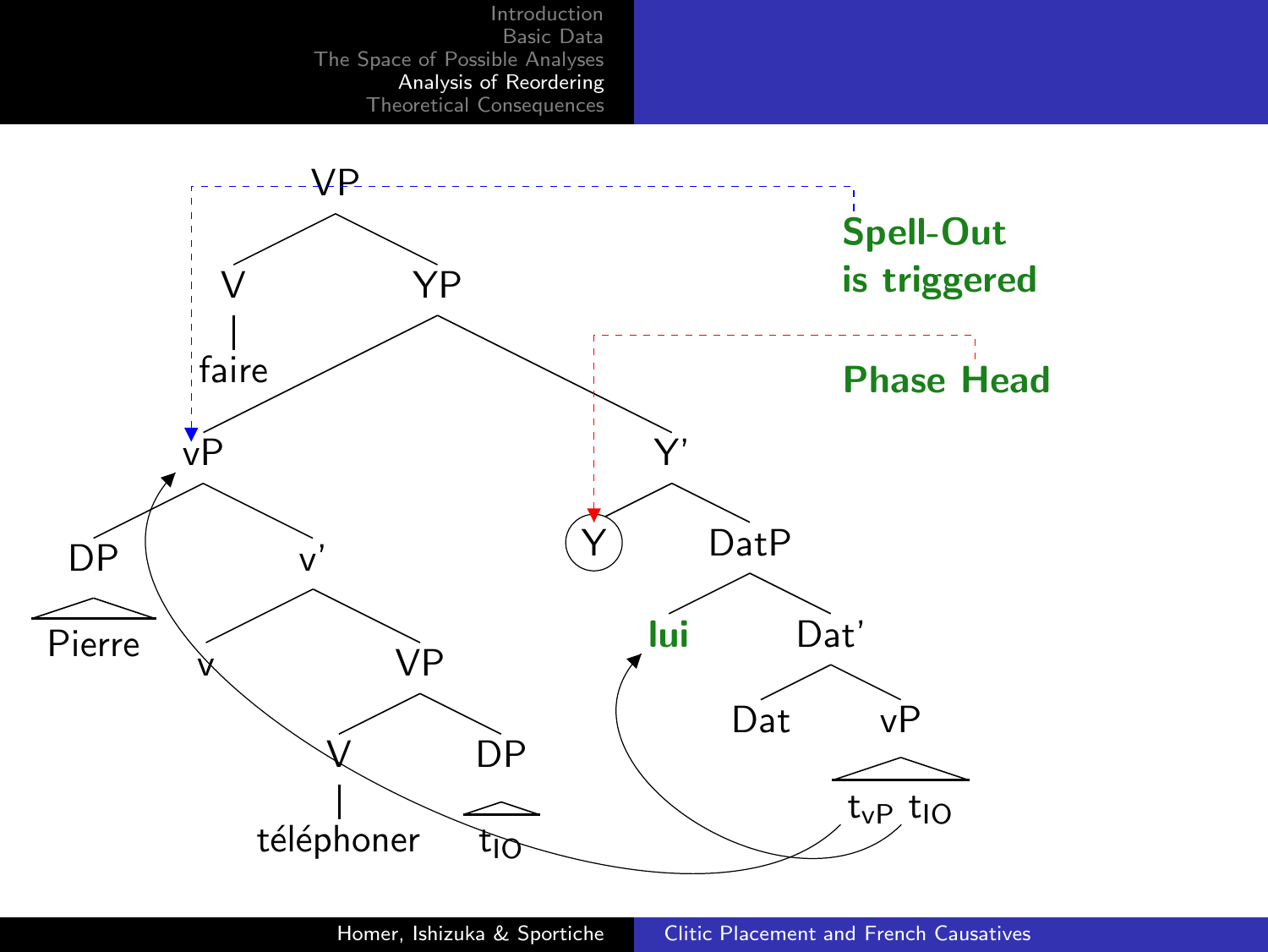VP

- V — faire
- YP
  - vP
    - DP — Pierre
    - v'
      - v
      - VP
        - V — téléphoner
        - DP — $t_{IO}$
  - Y'
    - Y
    - DatP
      - **lui**
      - Dat'
        - Dat
        - vP — $t_{vP}$ $t_{IO}$

**Spell-Out is triggered**

**Phase Head**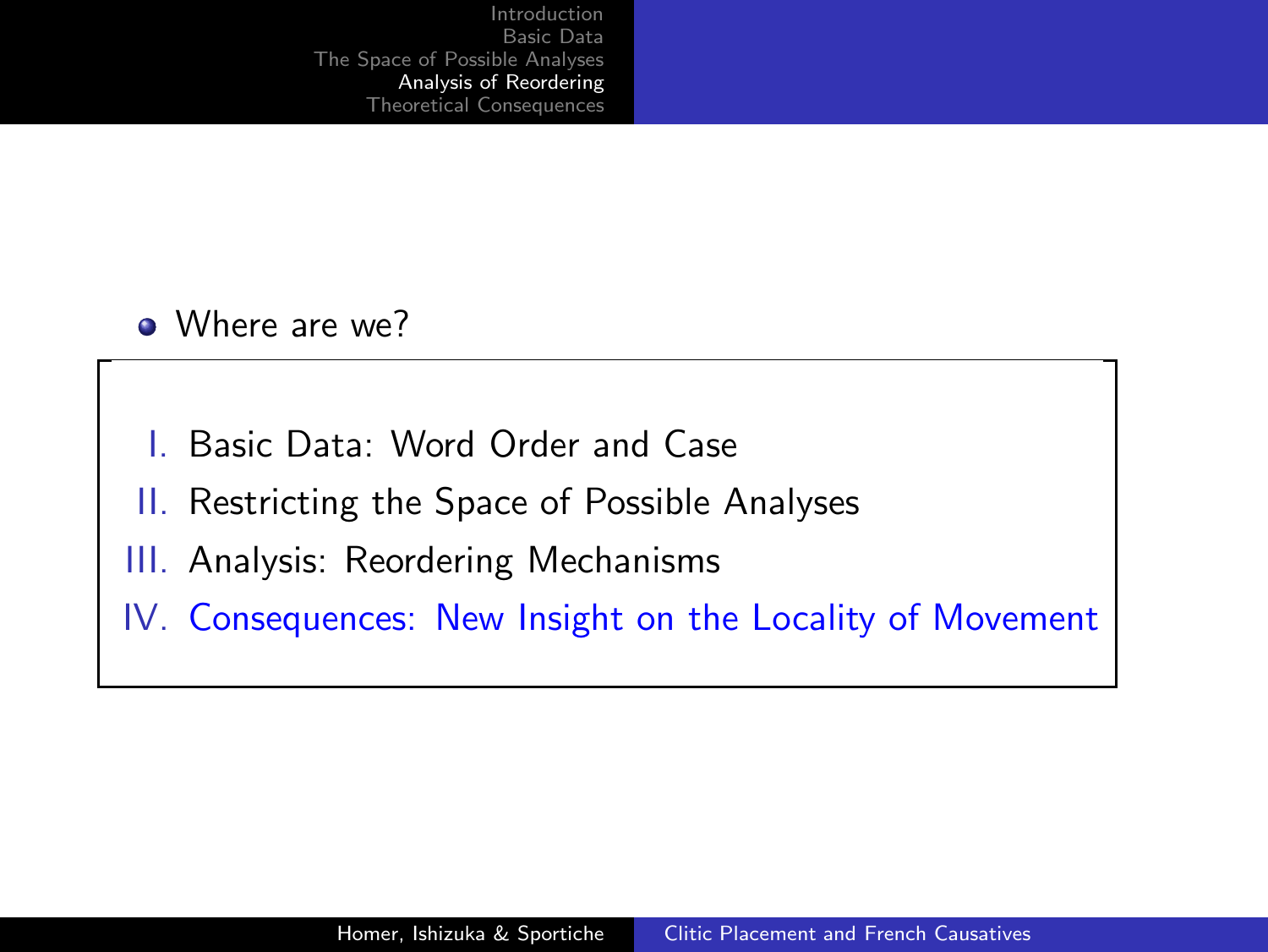- Where are we?

I. Basic Data: Word Order and Case

II. Restricting the Space of Possible Analyses

III. Analysis: Reordering Mechanisms

IV. Consequences: New Insight on the Locality of Movement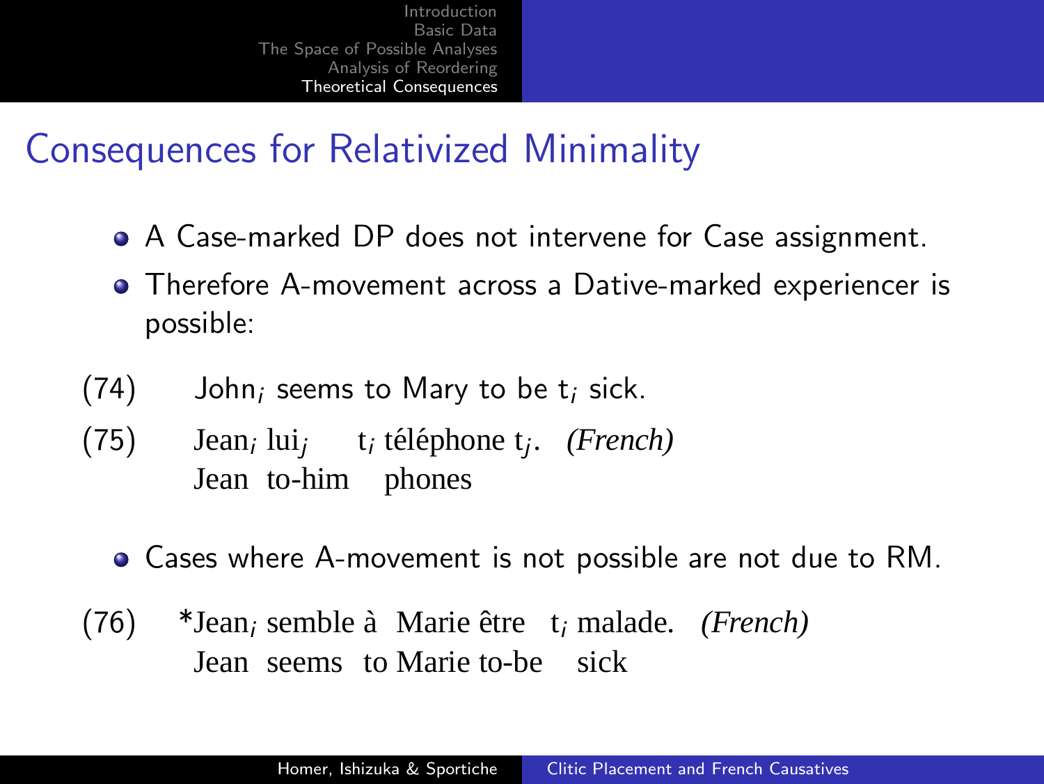## Consequences for Relativized Minimality

- A Case-marked DP does not intervene for Case assignment.
- Therefore A-movement across a Dative-marked experiencer is possible:

(74) John$_i$ seems to Mary to be t$_i$ sick.

(75) Jean$_i$ lui$_j$ t$_i$ téléphone t$_j$. *(French)*
Jean to-him phones

- Cases where A-movement is not possible are not due to RM.

(76) *Jean$_i$ semble à Marie être t$_i$ malade. *(French)*
Jean seems to Marie to-be sick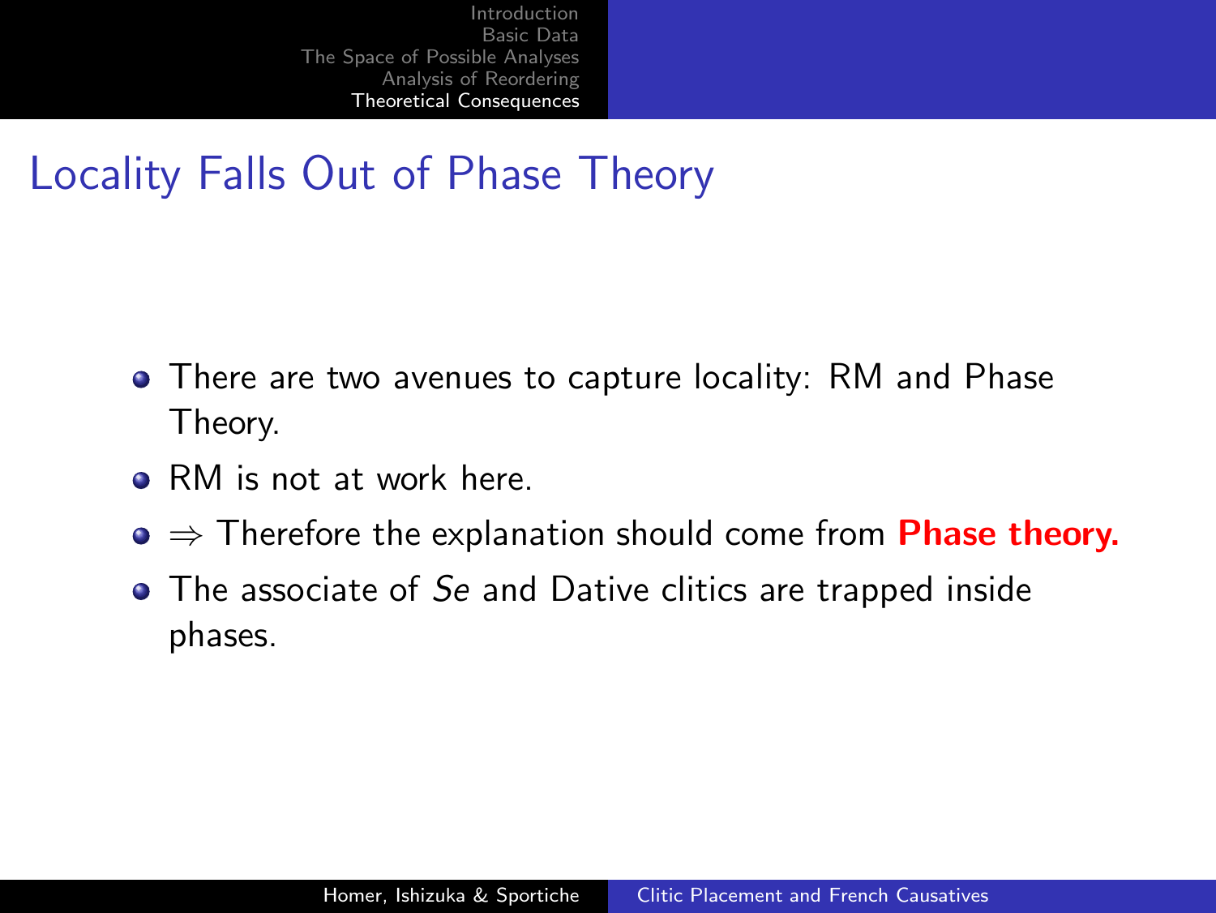# Locality Falls Out of Phase Theory

- There are two avenues to capture locality: RM and Phase Theory.
- RM is not at work here.
- $\Rightarrow$ Therefore the explanation should come from **Phase theory.**
- The associate of *Se* and Dative clitics are trapped inside phases.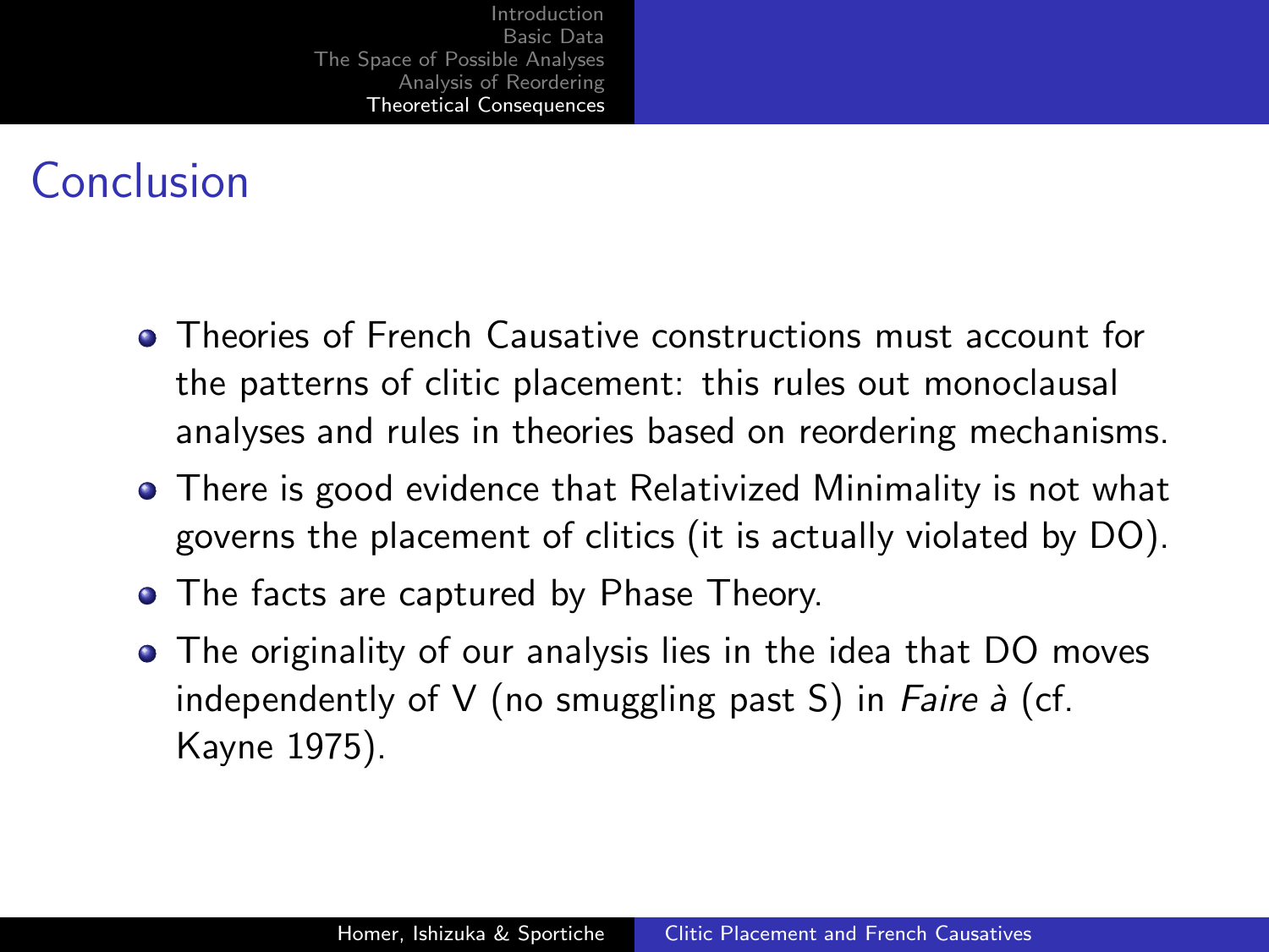## Conclusion

- Theories of French Causative constructions must account for the patterns of clitic placement: this rules out monoclausal analyses and rules in theories based on reordering mechanisms.
- There is good evidence that Relativized Minimality is not what governs the placement of clitics (it is actually violated by DO).
- The facts are captured by Phase Theory.
- The originality of our analysis lies in the idea that DO moves independently of V (no smuggling past S) in *Faire à* (cf. Kayne 1975).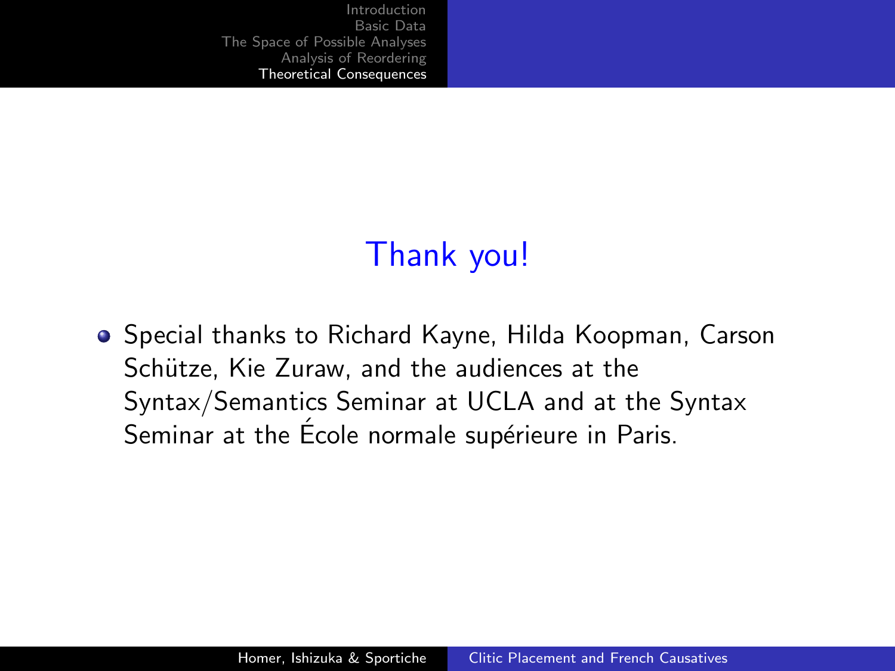## Thank you!

- Special thanks to Richard Kayne, Hilda Koopman, Carson Schütze, Kie Zuraw, and the audiences at the Syntax/Semantics Seminar at UCLA and at the Syntax Seminar at the École normale supérieure in Paris.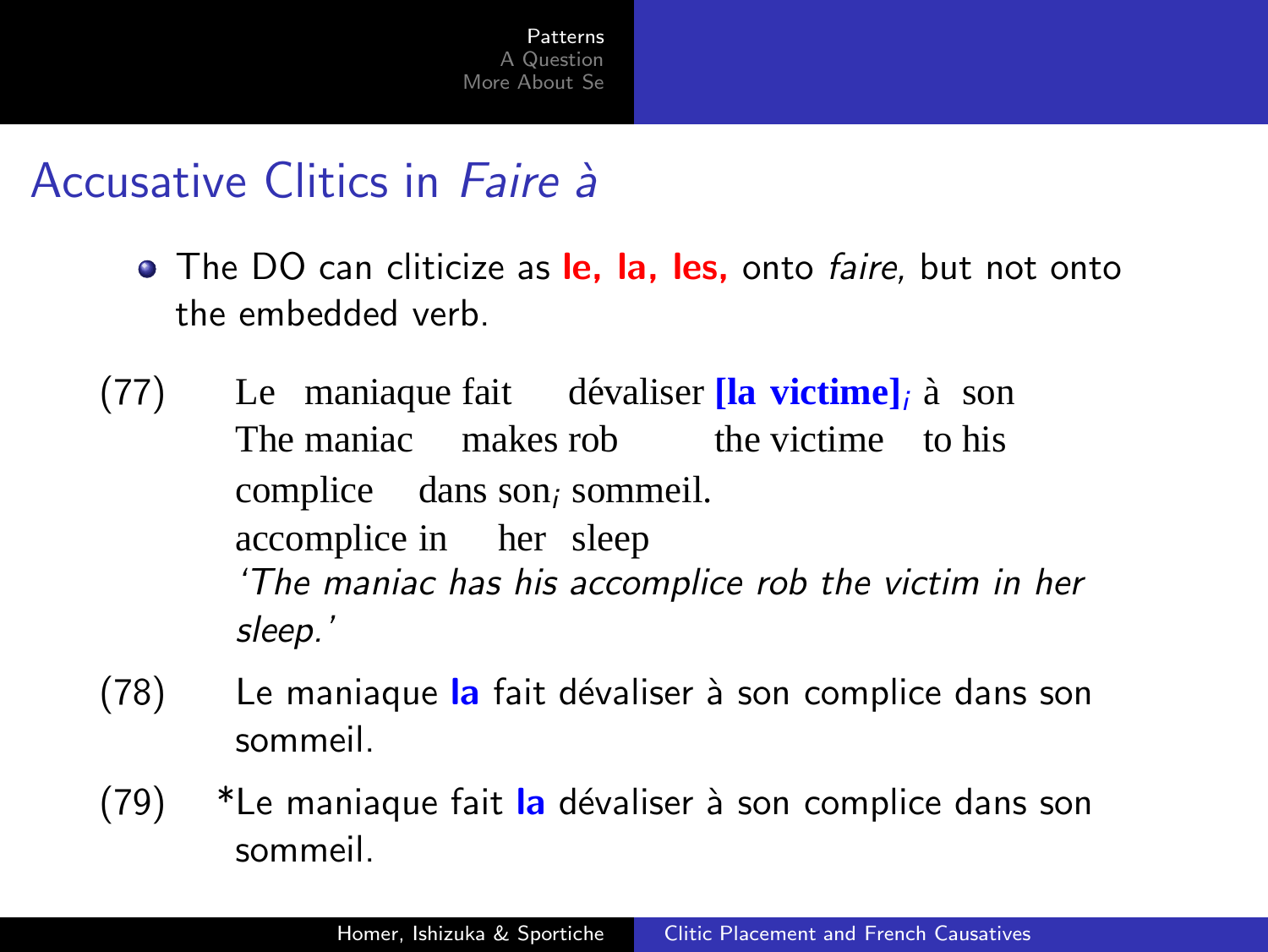## Accusative Clitics in *Faire à*

- The DO can cliticize as **le, la, les,** onto *faire*, but not onto the embedded verb.

(77) Le maniaque fait dévaliser **[la victime]**$_i$ à son complice dans son$_i$ sommeil.
The maniac makes rob the victime to his accomplice in her sleep
*'The maniac has his accomplice rob the victim in her sleep.'*

(78) Le maniaque **la** fait dévaliser à son complice dans son sommeil.

(79) *Le maniaque fait **la** dévaliser à son complice dans son sommeil.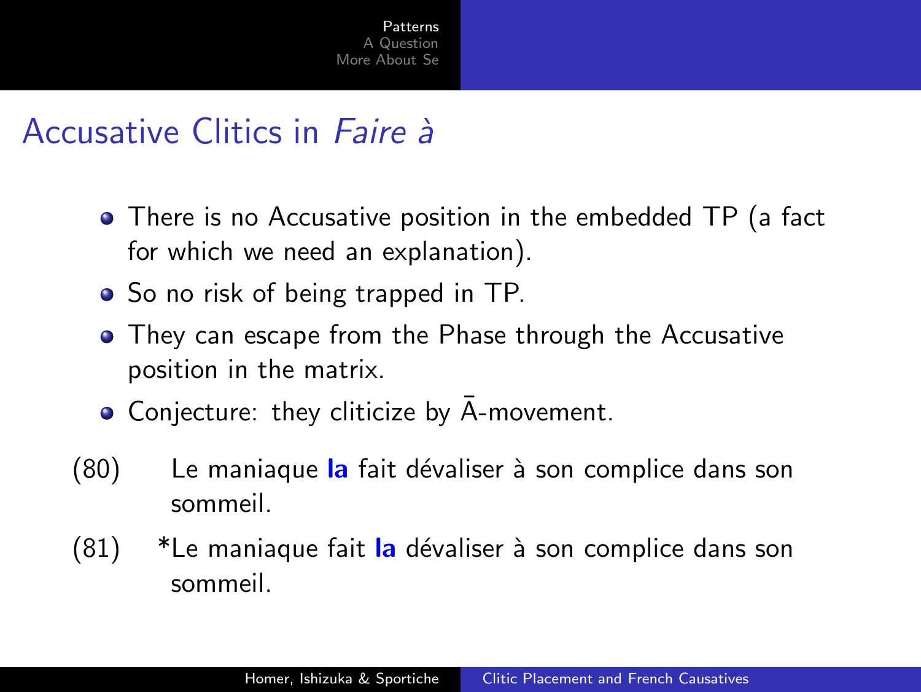## Accusative Clitics in *Faire à*

- There is no Accusative position in the embedded TP (a fact for which we need an explanation).
- So no risk of being trapped in TP.
- They can escape from the Phase through the Accusative position in the matrix.
- Conjecture: they cliticize by $\bar{\text{A}}$-movement.

(80) Le maniaque **la** fait dévaliser à son complice dans son sommeil.

(81) *Le maniaque fait **la** dévaliser à son complice dans son sommeil.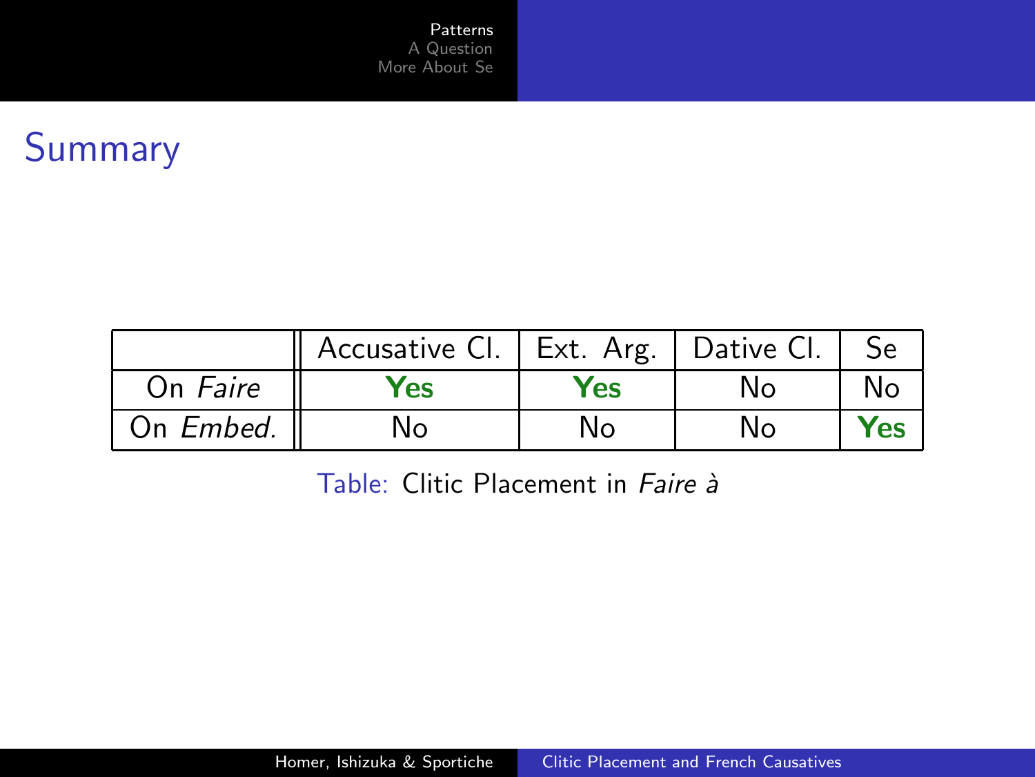## Summary

| | Accusative Cl. | Ext. Arg. | Dative Cl. | Se |
|---|---|---|---|---|
| On *Faire* | **Yes** | **Yes** | No | No |
| On *Embed.* | No | No | No | **Yes** |

Table: Clitic Placement in *Faire à*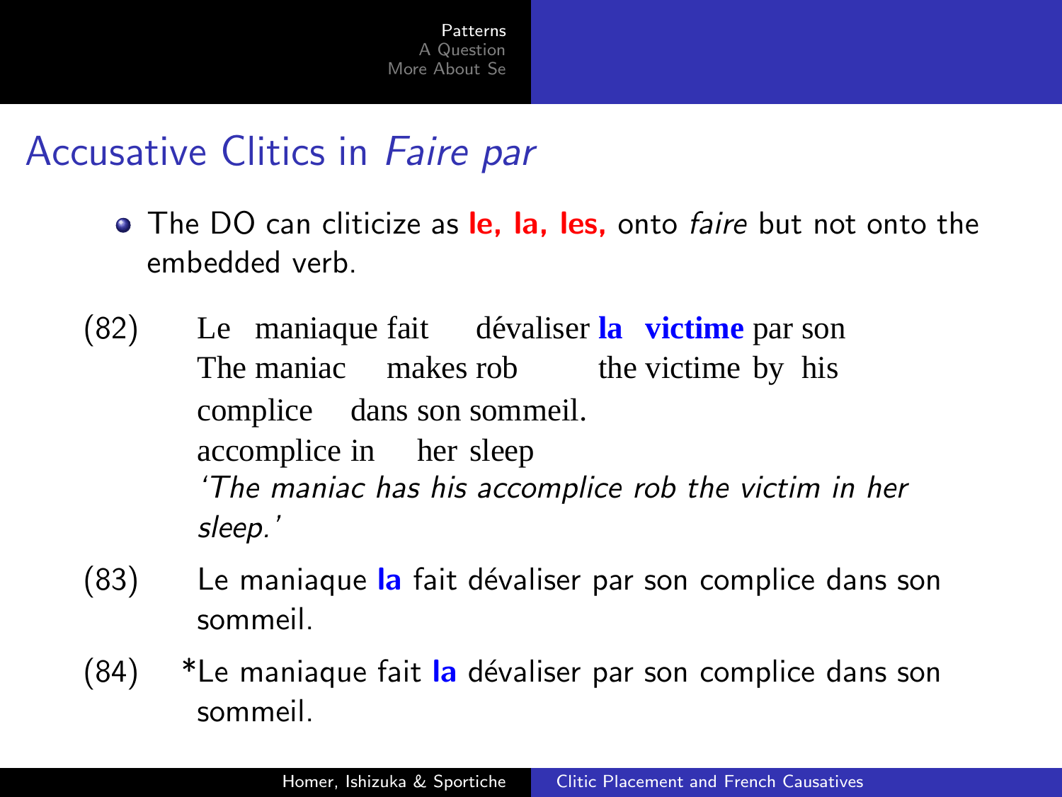# Accusative Clitics in *Faire par*

- The DO can cliticize as **le, la, les,** onto *faire* but not onto the embedded verb.

(82) Le maniaque fait dévaliser **la victime** par son complice dans son sommeil.
The maniac makes rob the victime by his accomplice in her sleep
*'The maniac has his accomplice rob the victim in her sleep.'*

(83) Le maniaque **la** fait dévaliser par son complice dans son sommeil.

(84) *Le maniaque fait **la** dévaliser par son complice dans son sommeil.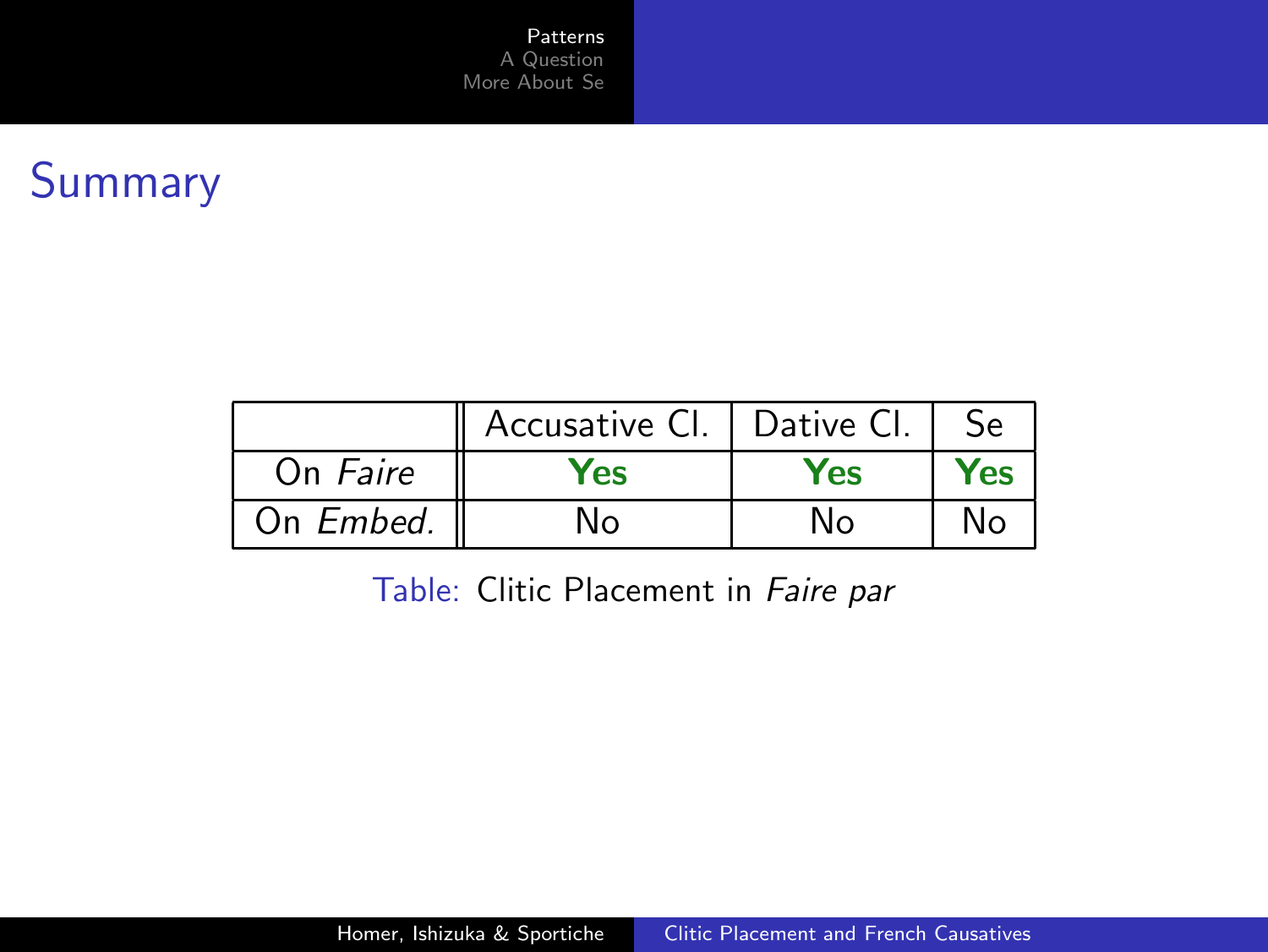## Summary

| | Accusative Cl. | Dative Cl. | Se |
|---|---|---|---|
| On *Faire* | **Yes** | **Yes** | **Yes** |
| On *Embed.* | No | No | No |

Table: Clitic Placement in *Faire par*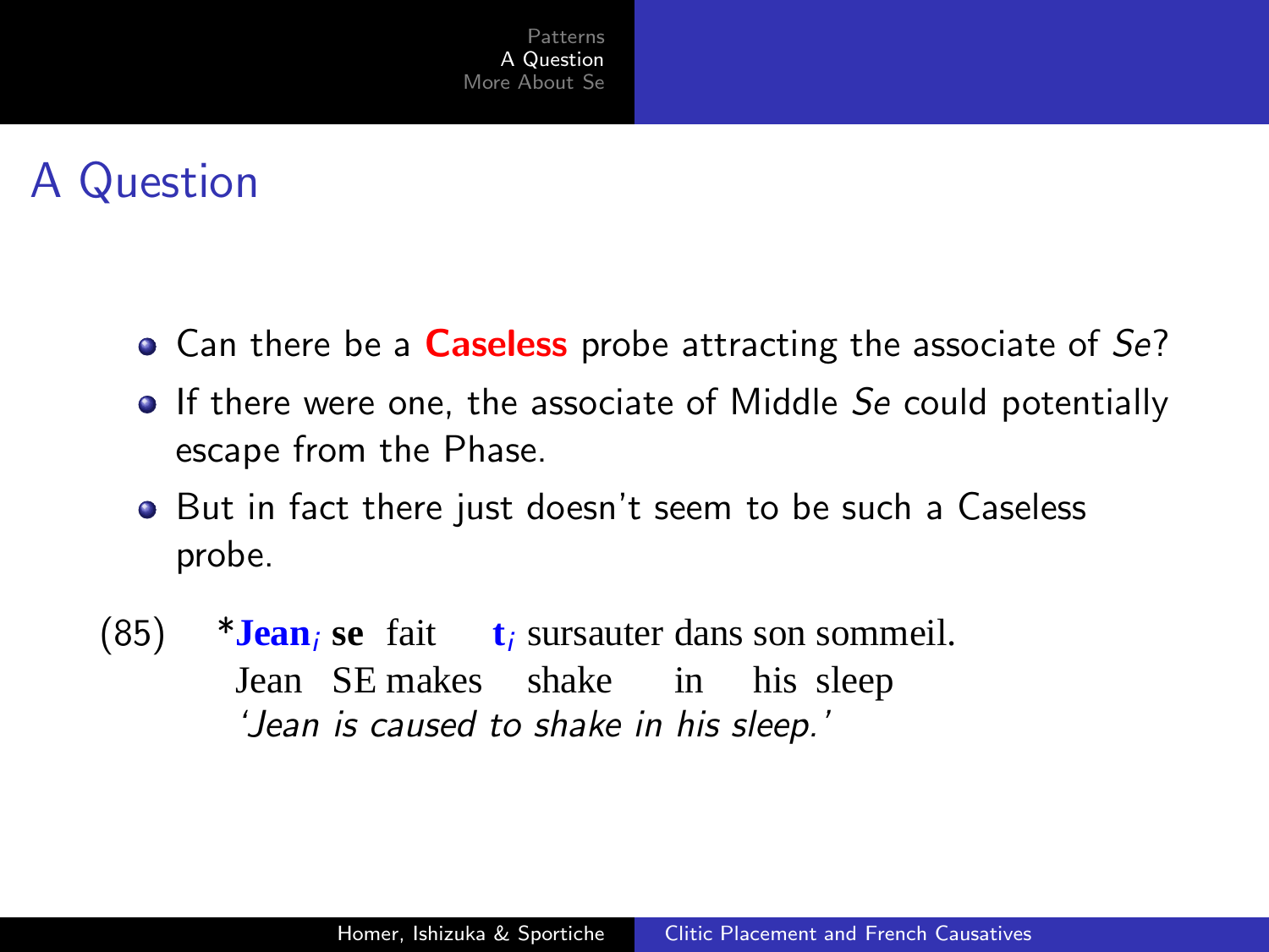# A Question

- Can there be a **Caseless** probe attracting the associate of *Se*?
- If there were one, the associate of Middle *Se* could potentially escape from the Phase.
- But in fact there just doesn't seem to be such a Caseless probe.

(85) \***Jean**$_i$ **se** fait **t**$_i$ sursauter dans son sommeil.
Jean SE makes shake in his sleep
*'Jean is caused to shake in his sleep.'*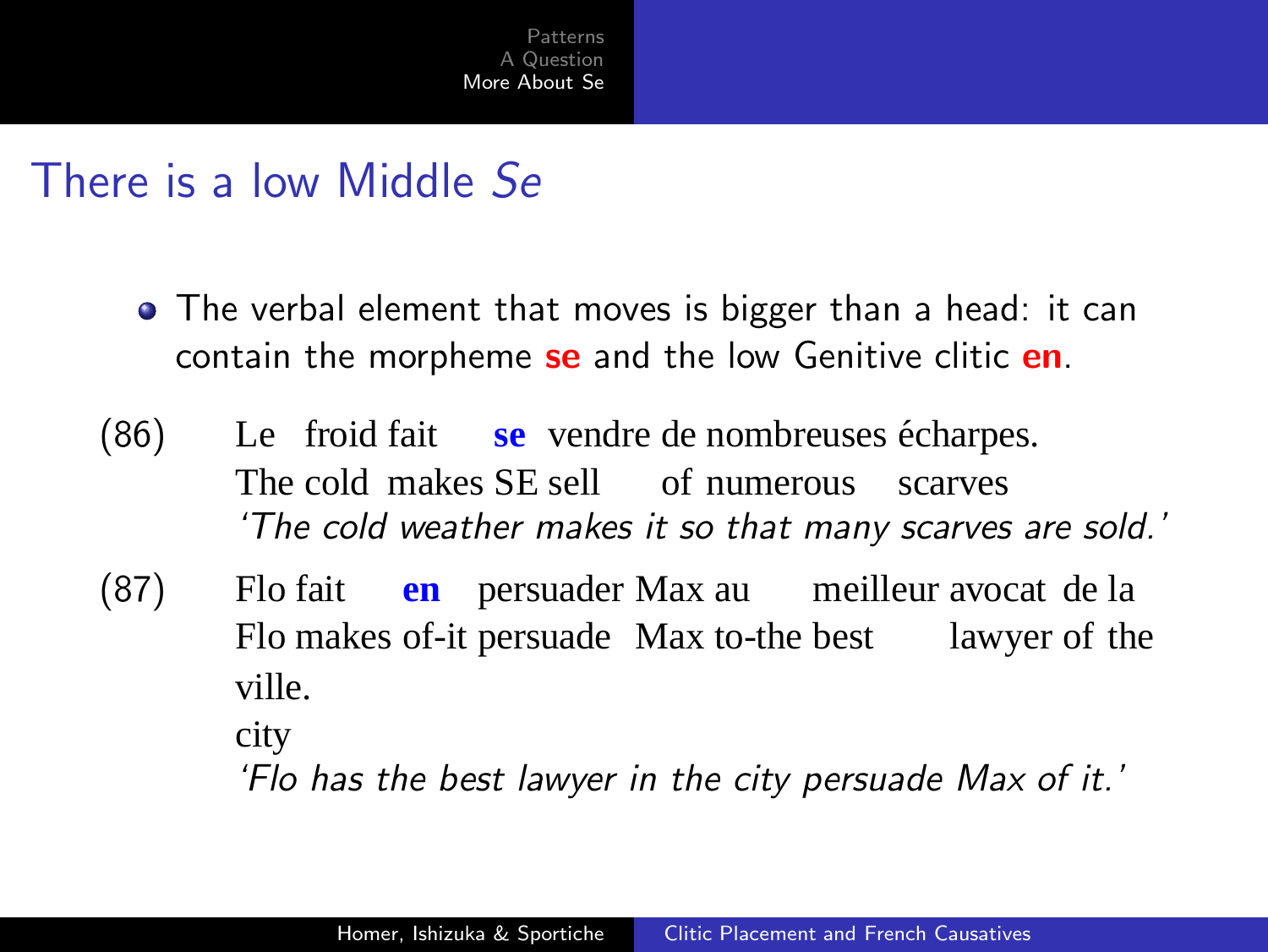## There is a low Middle *Se*

- The verbal element that moves is bigger than a head: it can contain the morpheme **se** and the low Genitive clitic **en**.

(86) Le froid fait **se** vendre de nombreuses écharpes.
The cold makes SE sell of numerous scarves
*'The cold weather makes it so that many scarves are sold.'*

(87) Flo fait **en** persuader Max au meilleur avocat de la ville.
Flo makes of-it persuade Max to-the best lawyer of the city
*'Flo has the best lawyer in the city persuade Max of it.'*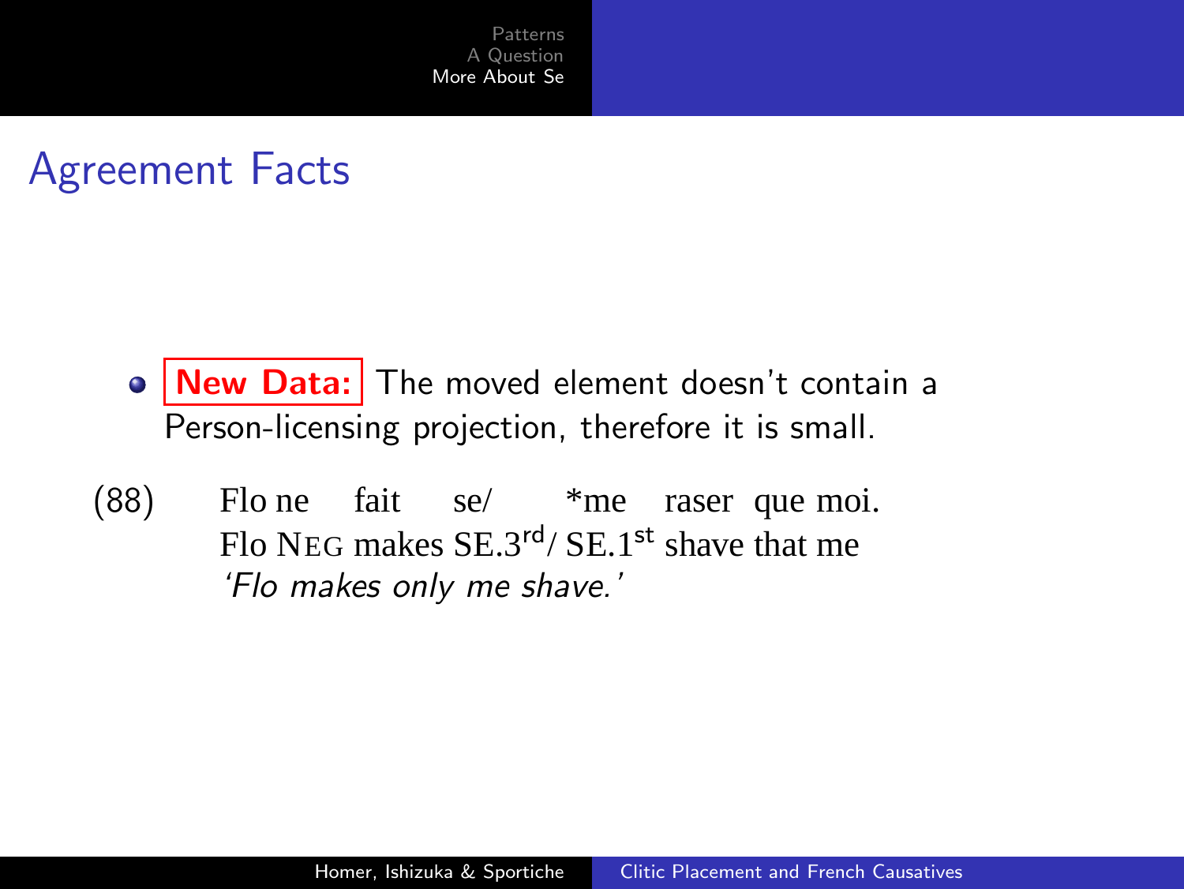## Agreement Facts

- **New Data:** The moved element doesn't contain a Person-licensing projection, therefore it is small.

(88) Flo ne fait se/ *me raser que moi.
Flo NEG makes SE.3[rd]/ SE.1[st] shave that me
*'Flo makes only me shave.'*